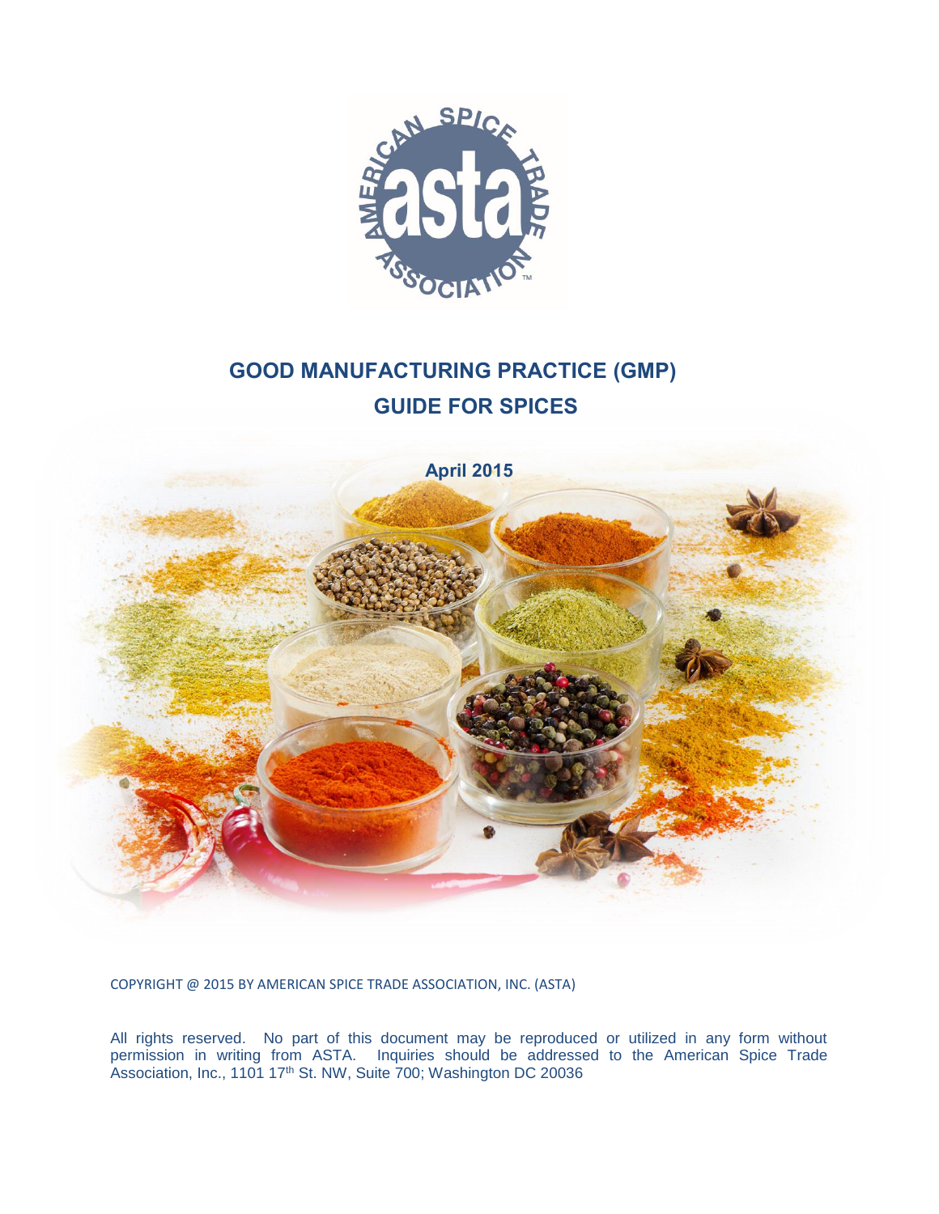# GOOD MANUFACTURING PRACTICE (GMP)

# GUIDE FOR SPICES

**April 2015**

COPYRIGHT @ 2015 BY AMERICAN SPICE TRADE ASSOCIATION, INC. (ASTA)

All rights reserved. No part of this document may be reproduced or utilized in any form without permission in writing from ASTA. Inquiries should be addressed to the American Spice Trade Association, Inc., 1101 17th St. NW, Suite 700; Washington DC 20036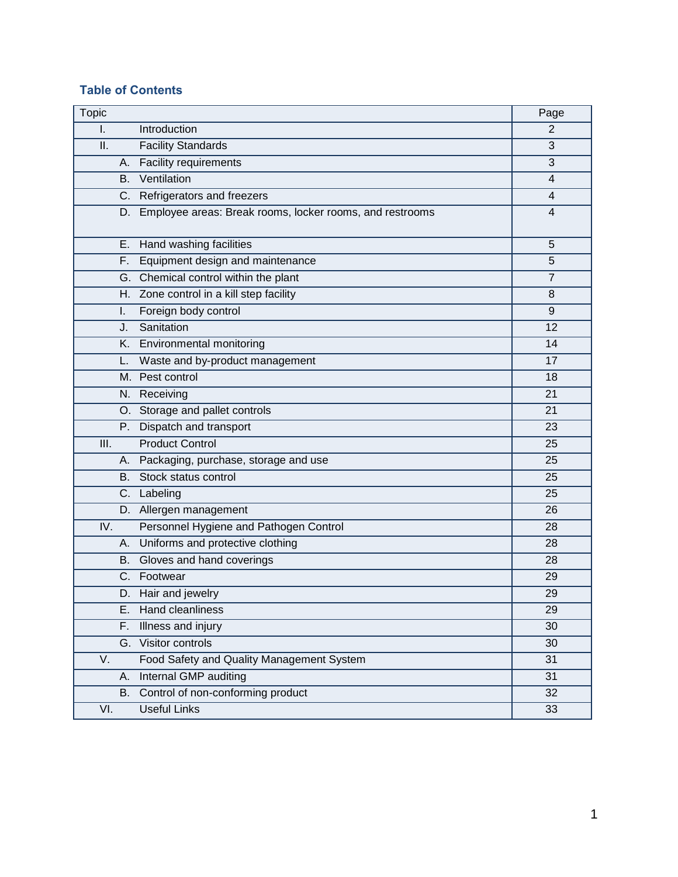## Table of Contents

| Topic | | Page |
|---|---|---|
| I. | Introduction | 2 |
| II. | Facility Standards | 3 |
| | A. Facility requirements | 3 |
| | B. Ventilation | 4 |
| | C. Refrigerators and freezers | 4 |
| | D. Employee areas: Break rooms, locker rooms, and restrooms | 4 |
| | E. Hand washing facilities | 5 |
| | F. Equipment design and maintenance | 5 |
| | G. Chemical control within the plant | 7 |
| | H. Zone control in a kill step facility | 8 |
| | I. Foreign body control | 9 |
| | J. Sanitation | 12 |
| | K. Environmental monitoring | 14 |
| | L. Waste and by-product management | 17 |
| | M. Pest control | 18 |
| | N. Receiving | 21 |
| | O. Storage and pallet controls | 21 |
| | P. Dispatch and transport | 23 |
| III. | Product Control | 25 |
| | A. Packaging, purchase, storage and use | 25 |
| | B. Stock status control | 25 |
| | C. Labeling | 25 |
| | D. Allergen management | 26 |
| IV. | Personnel Hygiene and Pathogen Control | 28 |
| | A. Uniforms and protective clothing | 28 |
| | B. Gloves and hand coverings | 28 |
| | C. Footwear | 29 |
| | D. Hair and jewelry | 29 |
| | E. Hand cleanliness | 29 |
| | F. Illness and injury | 30 |
| | G. Visitor controls | 30 |
| V. | Food Safety and Quality Management System | 31 |
| | A. Internal GMP auditing | 31 |
| | B. Control of non-conforming product | 32 |
| VI. | Useful Links | 33 |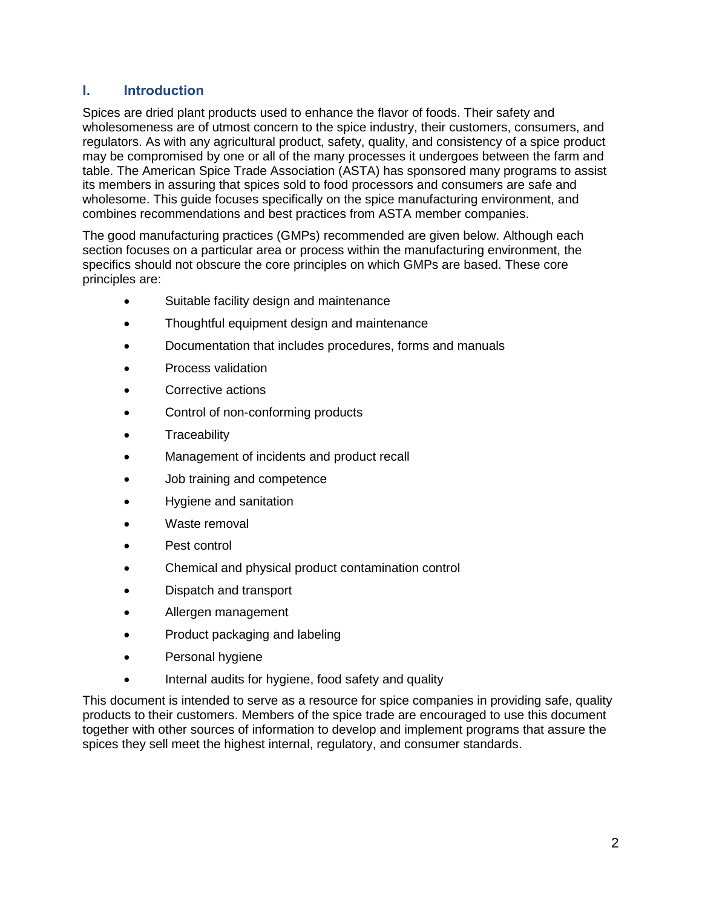## I. Introduction

Spices are dried plant products used to enhance the flavor of foods. Their safety and wholesomeness are of utmost concern to the spice industry, their customers, consumers, and regulators. As with any agricultural product, safety, quality, and consistency of a spice product may be compromised by one or all of the many processes it undergoes between the farm and table. The American Spice Trade Association (ASTA) has sponsored many programs to assist its members in assuring that spices sold to food processors and consumers are safe and wholesome. This guide focuses specifically on the spice manufacturing environment, and combines recommendations and best practices from ASTA member companies.

The good manufacturing practices (GMPs) recommended are given below. Although each section focuses on a particular area or process within the manufacturing environment, the specifics should not obscure the core principles on which GMPs are based. These core principles are:

- Suitable facility design and maintenance
- Thoughtful equipment design and maintenance
- Documentation that includes procedures, forms and manuals
- Process validation
- Corrective actions
- Control of non-conforming products
- Traceability
- Management of incidents and product recall
- Job training and competence
- Hygiene and sanitation
- Waste removal
- Pest control
- Chemical and physical product contamination control
- Dispatch and transport
- Allergen management
- Product packaging and labeling
- Personal hygiene
- Internal audits for hygiene, food safety and quality

This document is intended to serve as a resource for spice companies in providing safe, quality products to their customers. Members of the spice trade are encouraged to use this document together with other sources of information to develop and implement programs that assure the spices they sell meet the highest internal, regulatory, and consumer standards.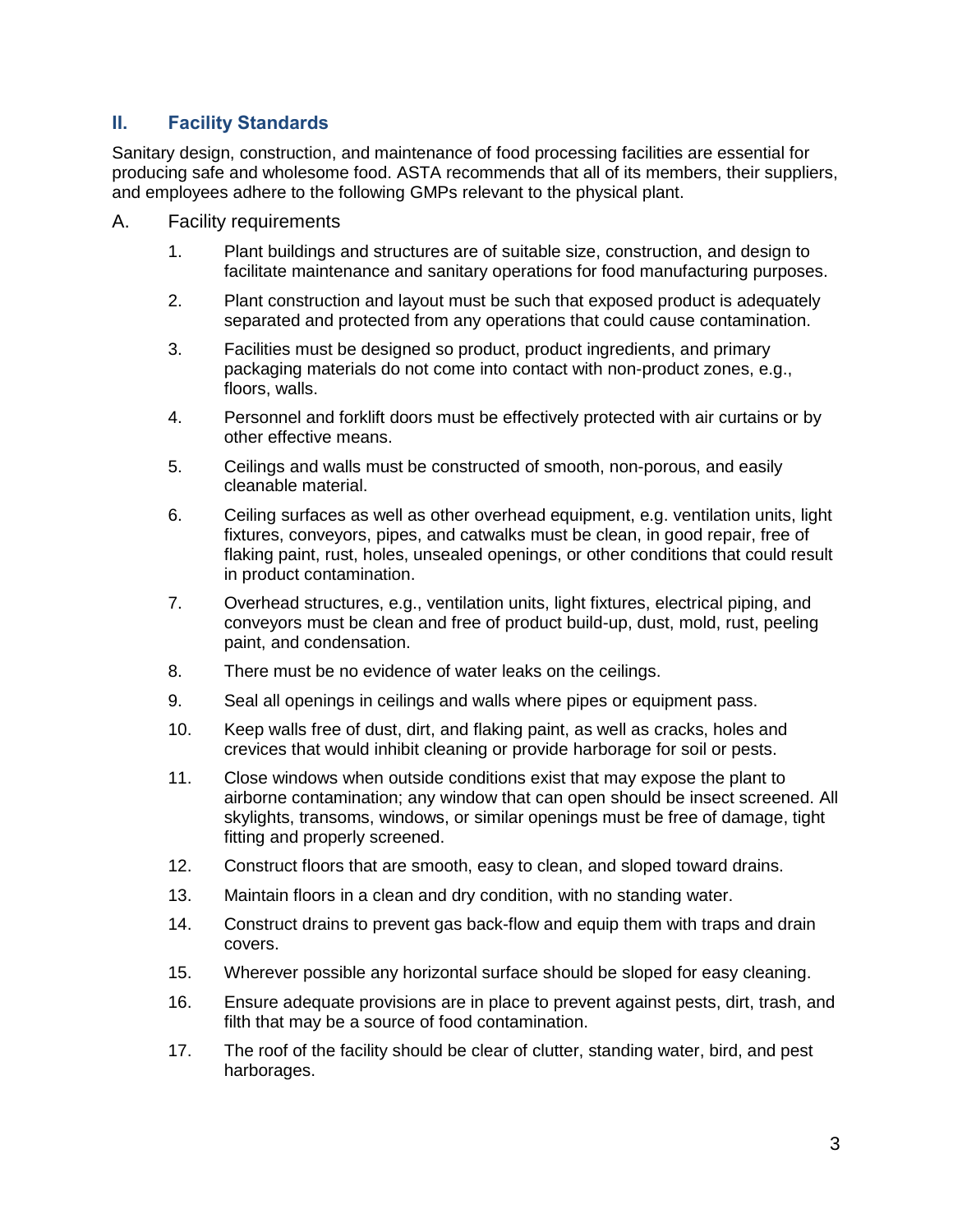## II. Facility Standards

Sanitary design, construction, and maintenance of food processing facilities are essential for producing safe and wholesome food. ASTA recommends that all of its members, their suppliers, and employees adhere to the following GMPs relevant to the physical plant.

### A. Facility requirements

1. Plant buildings and structures are of suitable size, construction, and design to facilitate maintenance and sanitary operations for food manufacturing purposes.
2. Plant construction and layout must be such that exposed product is adequately separated and protected from any operations that could cause contamination.
3. Facilities must be designed so product, product ingredients, and primary packaging materials do not come into contact with non-product zones, e.g., floors, walls.
4. Personnel and forklift doors must be effectively protected with air curtains or by other effective means.
5. Ceilings and walls must be constructed of smooth, non-porous, and easily cleanable material.
6. Ceiling surfaces as well as other overhead equipment, e.g. ventilation units, light fixtures, conveyors, pipes, and catwalks must be clean, in good repair, free of flaking paint, rust, holes, unsealed openings, or other conditions that could result in product contamination.
7. Overhead structures, e.g., ventilation units, light fixtures, electrical piping, and conveyors must be clean and free of product build-up, dust, mold, rust, peeling paint, and condensation.
8. There must be no evidence of water leaks on the ceilings.
9. Seal all openings in ceilings and walls where pipes or equipment pass.
10. Keep walls free of dust, dirt, and flaking paint, as well as cracks, holes and crevices that would inhibit cleaning or provide harborage for soil or pests.
11. Close windows when outside conditions exist that may expose the plant to airborne contamination; any window that can open should be insect screened. All skylights, transoms, windows, or similar openings must be free of damage, tight fitting and properly screened.
12. Construct floors that are smooth, easy to clean, and sloped toward drains.
13. Maintain floors in a clean and dry condition, with no standing water.
14. Construct drains to prevent gas back-flow and equip them with traps and drain covers.
15. Wherever possible any horizontal surface should be sloped for easy cleaning.
16. Ensure adequate provisions are in place to prevent against pests, dirt, trash, and filth that may be a source of food contamination.
17. The roof of the facility should be clear of clutter, standing water, bird, and pest harborages.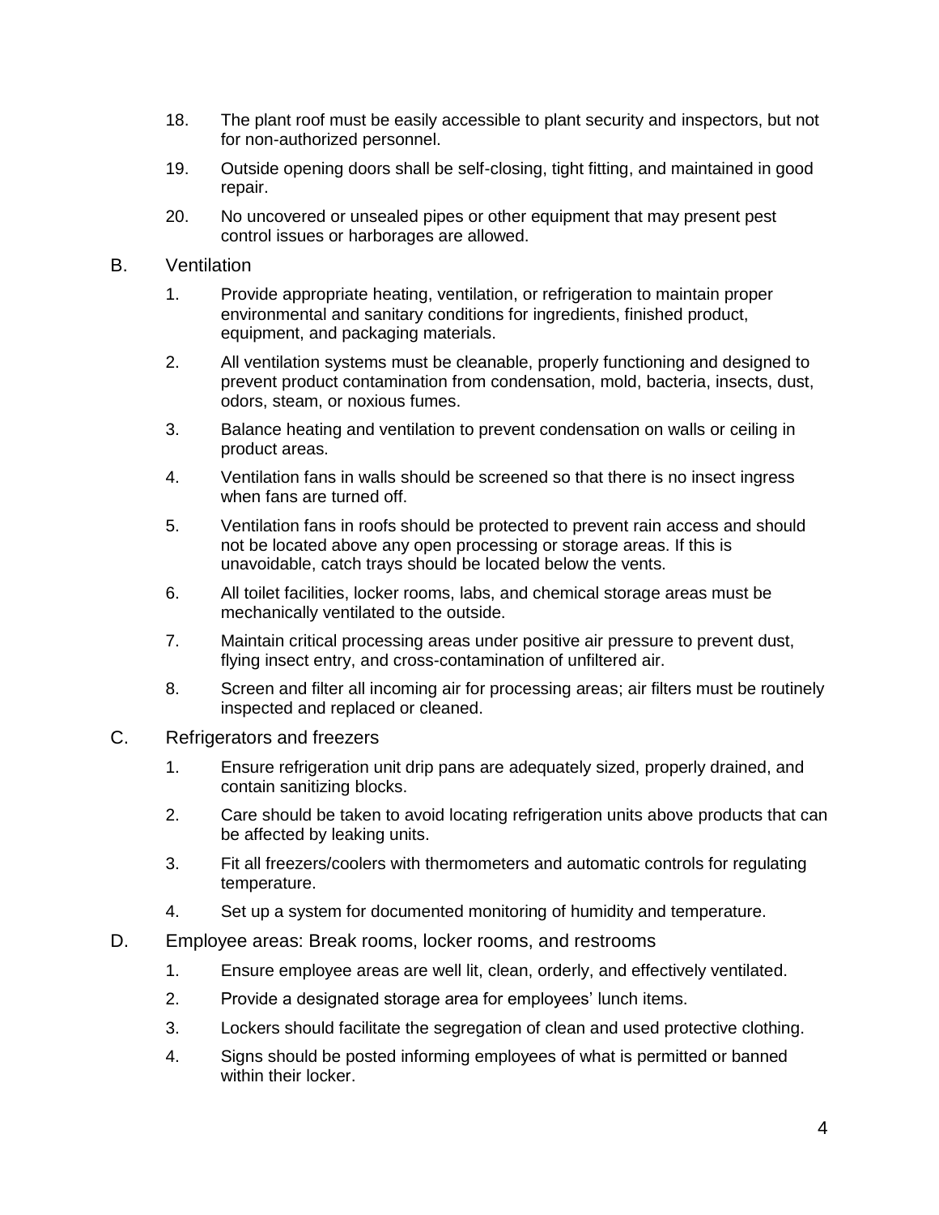18. The plant roof must be easily accessible to plant security and inspectors, but not for non-authorized personnel.

19. Outside opening doors shall be self-closing, tight fitting, and maintained in good repair.

20. No uncovered or unsealed pipes or other equipment that may present pest control issues or harborages are allowed.

B. Ventilation

1. Provide appropriate heating, ventilation, or refrigeration to maintain proper environmental and sanitary conditions for ingredients, finished product, equipment, and packaging materials.

2. All ventilation systems must be cleanable, properly functioning and designed to prevent product contamination from condensation, mold, bacteria, insects, dust, odors, steam, or noxious fumes.

3. Balance heating and ventilation to prevent condensation on walls or ceiling in product areas.

4. Ventilation fans in walls should be screened so that there is no insect ingress when fans are turned off.

5. Ventilation fans in roofs should be protected to prevent rain access and should not be located above any open processing or storage areas. If this is unavoidable, catch trays should be located below the vents.

6. All toilet facilities, locker rooms, labs, and chemical storage areas must be mechanically ventilated to the outside.

7. Maintain critical processing areas under positive air pressure to prevent dust, flying insect entry, and cross-contamination of unfiltered air.

8. Screen and filter all incoming air for processing areas; air filters must be routinely inspected and replaced or cleaned.

C. Refrigerators and freezers

1. Ensure refrigeration unit drip pans are adequately sized, properly drained, and contain sanitizing blocks.

2. Care should be taken to avoid locating refrigeration units above products that can be affected by leaking units.

3. Fit all freezers/coolers with thermometers and automatic controls for regulating temperature.

4. Set up a system for documented monitoring of humidity and temperature.

D. Employee areas: Break rooms, locker rooms, and restrooms

1. Ensure employee areas are well lit, clean, orderly, and effectively ventilated.

2. Provide a designated storage area for employees' lunch items.

3. Lockers should facilitate the segregation of clean and used protective clothing.

4. Signs should be posted informing employees of what is permitted or banned within their locker.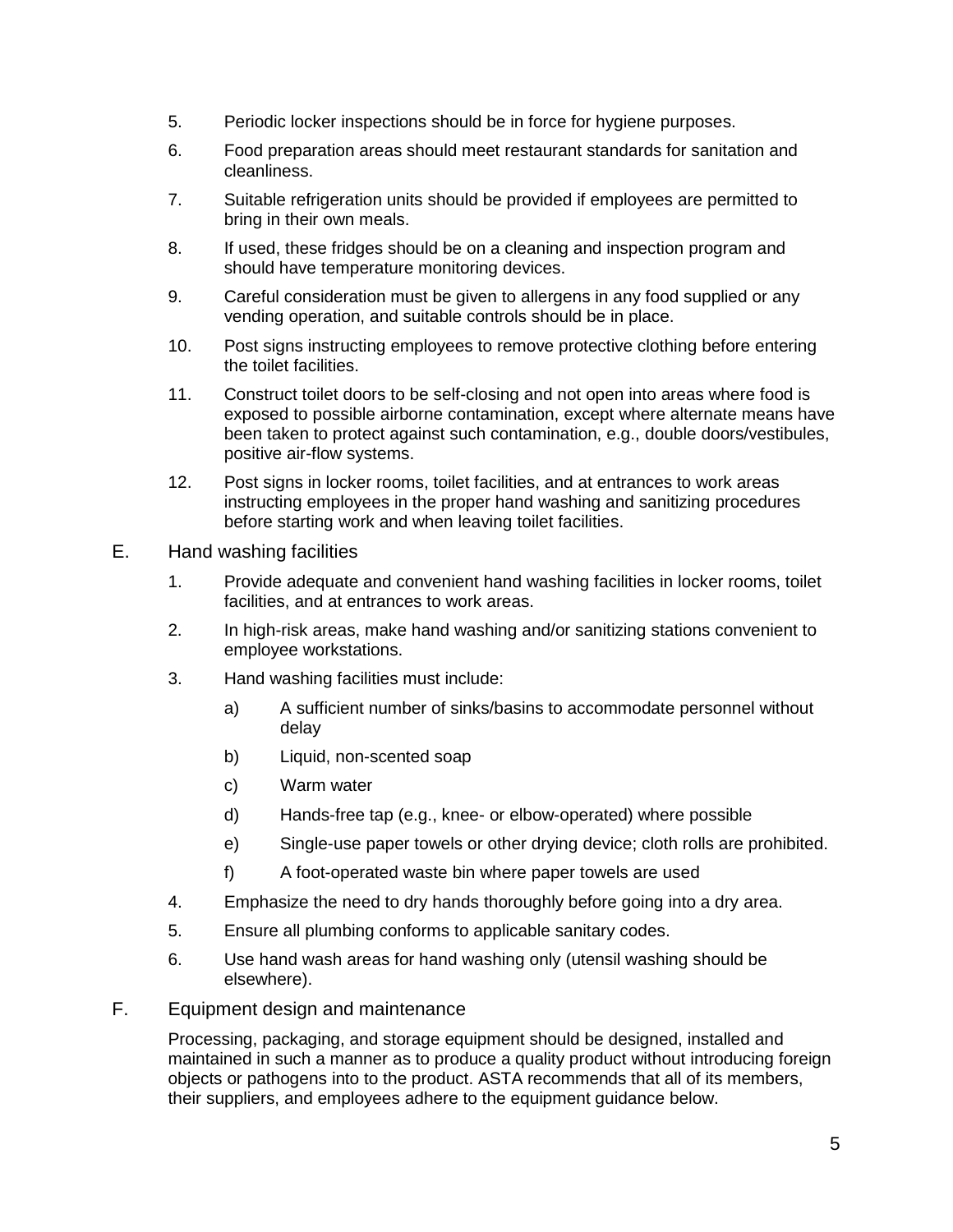5. Periodic locker inspections should be in force for hygiene purposes.
6. Food preparation areas should meet restaurant standards for sanitation and cleanliness.
7. Suitable refrigeration units should be provided if employees are permitted to bring in their own meals.
8. If used, these fridges should be on a cleaning and inspection program and should have temperature monitoring devices.
9. Careful consideration must be given to allergens in any food supplied or any vending operation, and suitable controls should be in place.
10. Post signs instructing employees to remove protective clothing before entering the toilet facilities.
11. Construct toilet doors to be self-closing and not open into areas where food is exposed to possible airborne contamination, except where alternate means have been taken to protect against such contamination, e.g., double doors/vestibules, positive air-flow systems.
12. Post signs in locker rooms, toilet facilities, and at entrances to work areas instructing employees in the proper hand washing and sanitizing procedures before starting work and when leaving toilet facilities.

## E. Hand washing facilities

1. Provide adequate and convenient hand washing facilities in locker rooms, toilet facilities, and at entrances to work areas.
2. In high-risk areas, make hand washing and/or sanitizing stations convenient to employee workstations.
3. Hand washing facilities must include:
   a) A sufficient number of sinks/basins to accommodate personnel without delay
   b) Liquid, non-scented soap
   c) Warm water
   d) Hands-free tap (e.g., knee- or elbow-operated) where possible
   e) Single-use paper towels or other drying device; cloth rolls are prohibited.
   f) A foot-operated waste bin where paper towels are used
4. Emphasize the need to dry hands thoroughly before going into a dry area.
5. Ensure all plumbing conforms to applicable sanitary codes.
6. Use hand wash areas for hand washing only (utensil washing should be elsewhere).

## F. Equipment design and maintenance

Processing, packaging, and storage equipment should be designed, installed and maintained in such a manner as to produce a quality product without introducing foreign objects or pathogens into to the product. ASTA recommends that all of its members, their suppliers, and employees adhere to the equipment guidance below.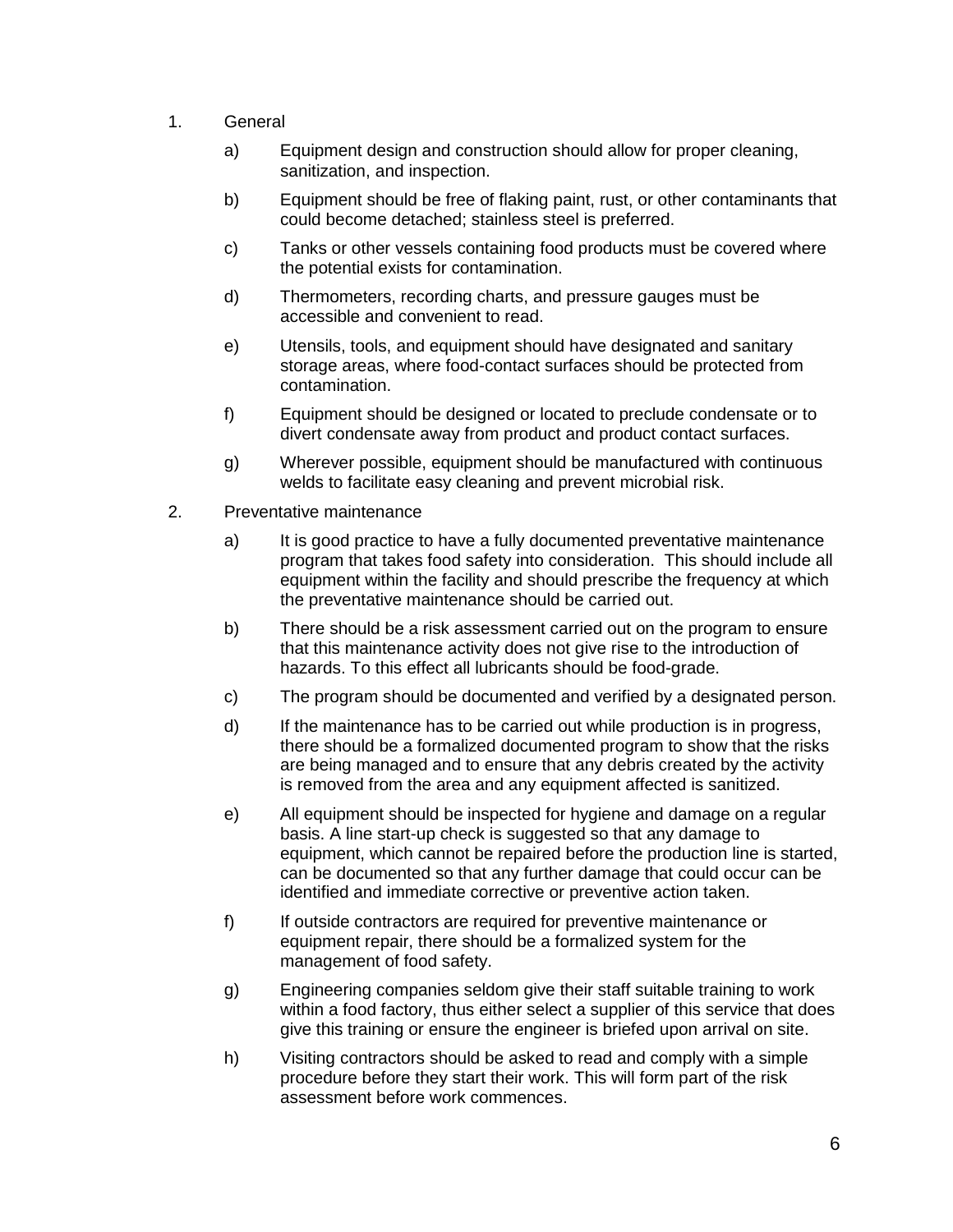1. General

    a) Equipment design and construction should allow for proper cleaning, sanitization, and inspection.

    b) Equipment should be free of flaking paint, rust, or other contaminants that could become detached; stainless steel is preferred.

    c) Tanks or other vessels containing food products must be covered where the potential exists for contamination.

    d) Thermometers, recording charts, and pressure gauges must be accessible and convenient to read.

    e) Utensils, tools, and equipment should have designated and sanitary storage areas, where food-contact surfaces should be protected from contamination.

    f) Equipment should be designed or located to preclude condensate or to divert condensate away from product and product contact surfaces.

    g) Wherever possible, equipment should be manufactured with continuous welds to facilitate easy cleaning and prevent microbial risk.

2. Preventative maintenance

    a) It is good practice to have a fully documented preventative maintenance program that takes food safety into consideration. This should include all equipment within the facility and should prescribe the frequency at which the preventative maintenance should be carried out.

    b) There should be a risk assessment carried out on the program to ensure that this maintenance activity does not give rise to the introduction of hazards. To this effect all lubricants should be food-grade.

    c) The program should be documented and verified by a designated person.

    d) If the maintenance has to be carried out while production is in progress, there should be a formalized documented program to show that the risks are being managed and to ensure that any debris created by the activity is removed from the area and any equipment affected is sanitized.

    e) All equipment should be inspected for hygiene and damage on a regular basis. A line start-up check is suggested so that any damage to equipment, which cannot be repaired before the production line is started, can be documented so that any further damage that could occur can be identified and immediate corrective or preventive action taken.

    f) If outside contractors are required for preventive maintenance or equipment repair, there should be a formalized system for the management of food safety.

    g) Engineering companies seldom give their staff suitable training to work within a food factory, thus either select a supplier of this service that does give this training or ensure the engineer is briefed upon arrival on site.

    h) Visiting contractors should be asked to read and comply with a simple procedure before they start their work. This will form part of the risk assessment before work commences.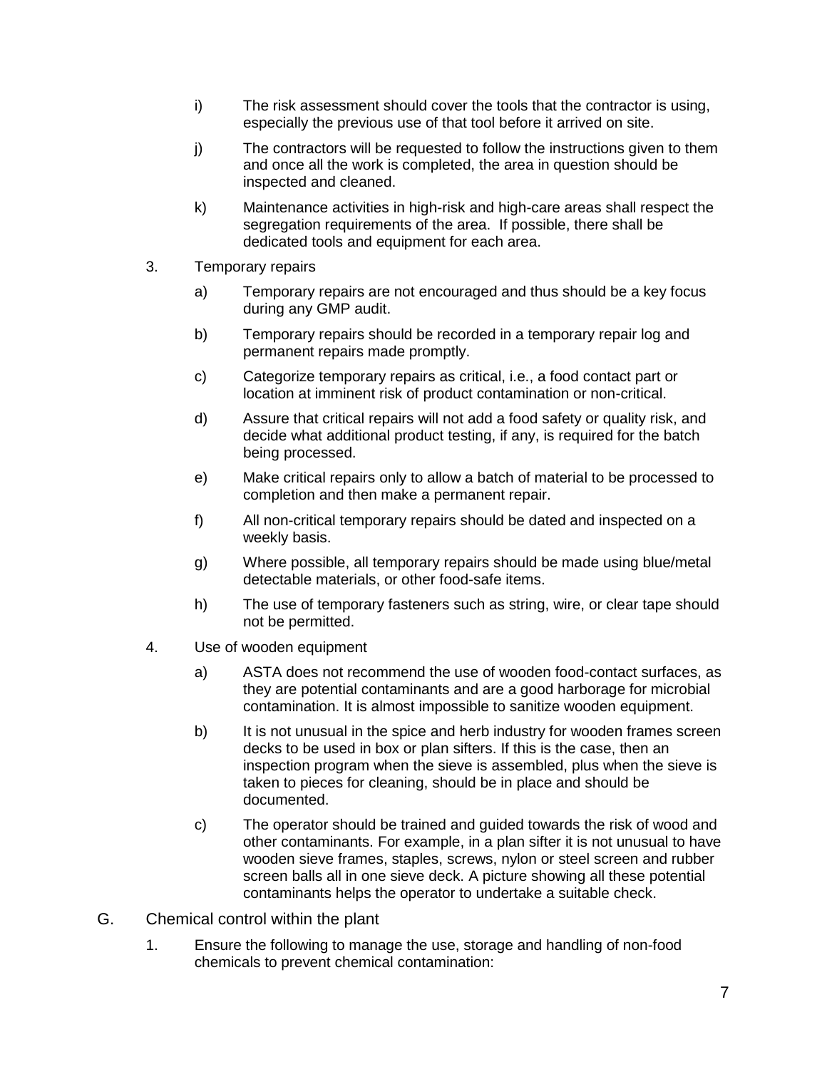i) The risk assessment should cover the tools that the contractor is using, especially the previous use of that tool before it arrived on site.

j) The contractors will be requested to follow the instructions given to them and once all the work is completed, the area in question should be inspected and cleaned.

k) Maintenance activities in high-risk and high-care areas shall respect the segregation requirements of the area. If possible, there shall be dedicated tools and equipment for each area.

3. Temporary repairs

   a) Temporary repairs are not encouraged and thus should be a key focus during any GMP audit.

   b) Temporary repairs should be recorded in a temporary repair log and permanent repairs made promptly.

   c) Categorize temporary repairs as critical, i.e., a food contact part or location at imminent risk of product contamination or non-critical.

   d) Assure that critical repairs will not add a food safety or quality risk, and decide what additional product testing, if any, is required for the batch being processed.

   e) Make critical repairs only to allow a batch of material to be processed to completion and then make a permanent repair.

   f) All non-critical temporary repairs should be dated and inspected on a weekly basis.

   g) Where possible, all temporary repairs should be made using blue/metal detectable materials, or other food-safe items.

   h) The use of temporary fasteners such as string, wire, or clear tape should not be permitted.

4. Use of wooden equipment

   a) ASTA does not recommend the use of wooden food-contact surfaces, as they are potential contaminants and are a good harborage for microbial contamination. It is almost impossible to sanitize wooden equipment.

   b) It is not unusual in the spice and herb industry for wooden frames screen decks to be used in box or plan sifters. If this is the case, then an inspection program when the sieve is assembled, plus when the sieve is taken to pieces for cleaning, should be in place and should be documented.

   c) The operator should be trained and guided towards the risk of wood and other contaminants. For example, in a plan sifter it is not unusual to have wooden sieve frames, staples, screws, nylon or steel screen and rubber screen balls all in one sieve deck. A picture showing all these potential contaminants helps the operator to undertake a suitable check.

G. Chemical control within the plant

1. Ensure the following to manage the use, storage and handling of non-food chemicals to prevent chemical contamination: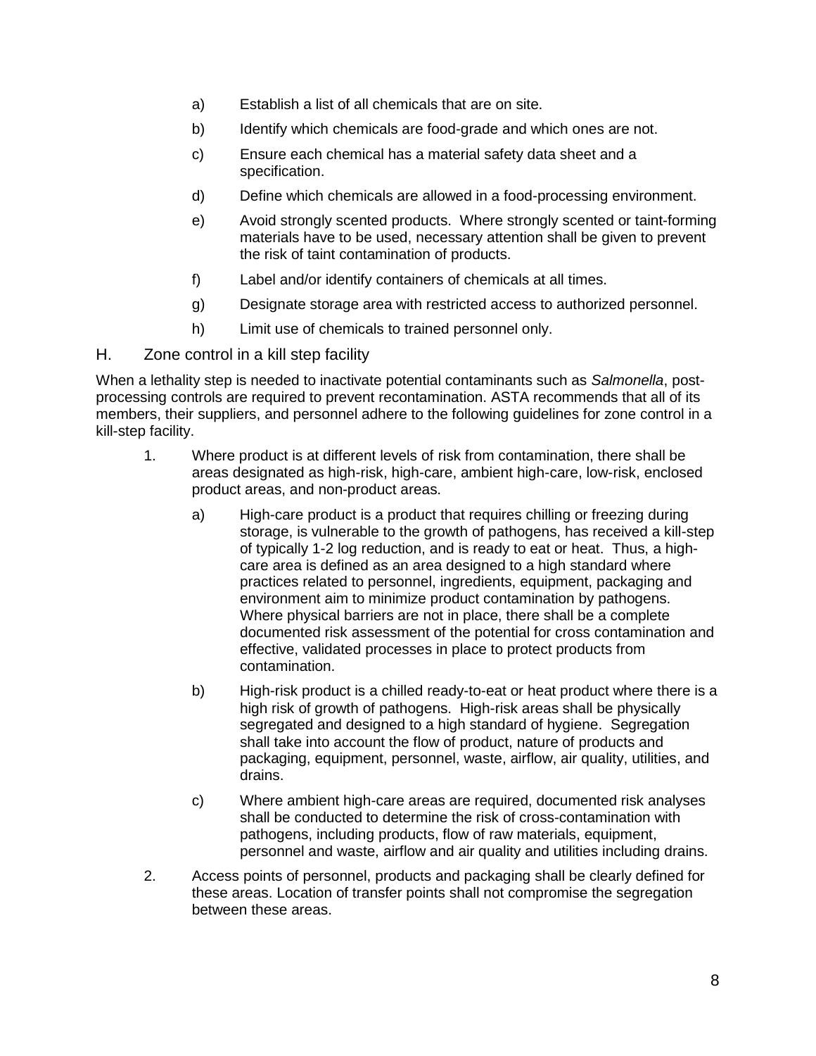a) Establish a list of all chemicals that are on site.

b) Identify which chemicals are food-grade and which ones are not.

c) Ensure each chemical has a material safety data sheet and a specification.

d) Define which chemicals are allowed in a food-processing environment.

e) Avoid strongly scented products. Where strongly scented or taint-forming materials have to be used, necessary attention shall be given to prevent the risk of taint contamination of products.

f) Label and/or identify containers of chemicals at all times.

g) Designate storage area with restricted access to authorized personnel.

h) Limit use of chemicals to trained personnel only.

## H. Zone control in a kill step facility

When a lethality step is needed to inactivate potential contaminants such as *Salmonella*, post-processing controls are required to prevent recontamination. ASTA recommends that all of its members, their suppliers, and personnel adhere to the following guidelines for zone control in a kill-step facility.

1. Where product is at different levels of risk from contamination, there shall be areas designated as high-risk, high-care, ambient high-care, low-risk, enclosed product areas, and non-product areas.

    a) High-care product is a product that requires chilling or freezing during storage, is vulnerable to the growth of pathogens, has received a kill-step of typically 1-2 log reduction, and is ready to eat or heat. Thus, a high-care area is defined as an area designed to a high standard where practices related to personnel, ingredients, equipment, packaging and environment aim to minimize product contamination by pathogens. Where physical barriers are not in place, there shall be a complete documented risk assessment of the potential for cross contamination and effective, validated processes in place to protect products from contamination.

    b) High-risk product is a chilled ready-to-eat or heat product where there is a high risk of growth of pathogens. High-risk areas shall be physically segregated and designed to a high standard of hygiene. Segregation shall take into account the flow of product, nature of products and packaging, equipment, personnel, waste, airflow, air quality, utilities, and drains.

    c) Where ambient high-care areas are required, documented risk analyses shall be conducted to determine the risk of cross-contamination with pathogens, including products, flow of raw materials, equipment, personnel and waste, airflow and air quality and utilities including drains.

2. Access points of personnel, products and packaging shall be clearly defined for these areas. Location of transfer points shall not compromise the segregation between these areas.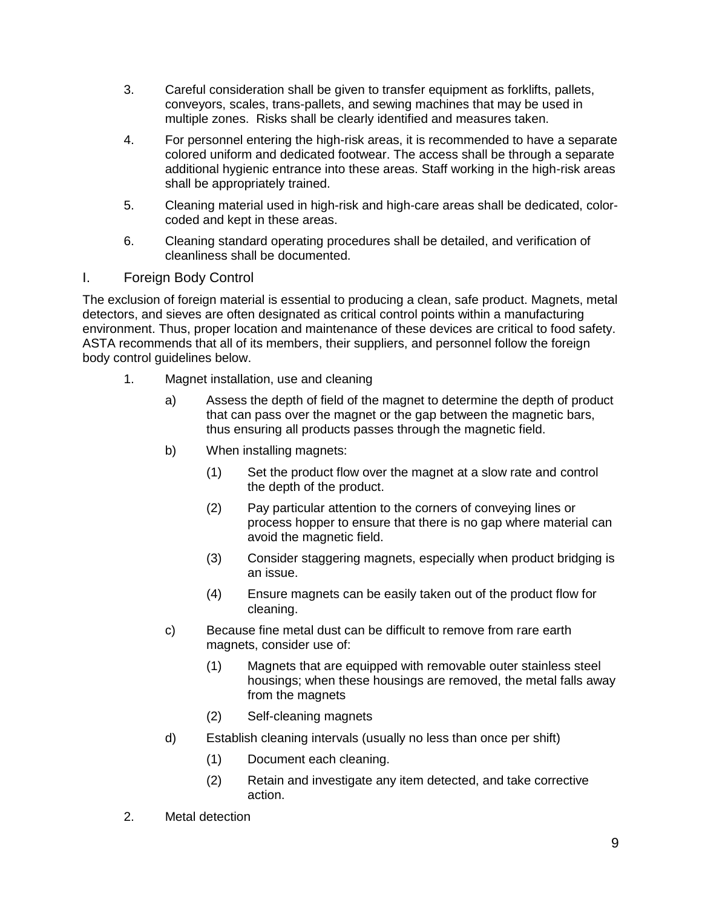3. Careful consideration shall be given to transfer equipment as forklifts, pallets, conveyors, scales, trans-pallets, and sewing machines that may be used in multiple zones. Risks shall be clearly identified and measures taken.

4. For personnel entering the high-risk areas, it is recommended to have a separate colored uniform and dedicated footwear. The access shall be through a separate additional hygienic entrance into these areas. Staff working in the high-risk areas shall be appropriately trained.

5. Cleaning material used in high-risk and high-care areas shall be dedicated, color-coded and kept in these areas.

6. Cleaning standard operating procedures shall be detailed, and verification of cleanliness shall be documented.

## I. Foreign Body Control

The exclusion of foreign material is essential to producing a clean, safe product. Magnets, metal detectors, and sieves are often designated as critical control points within a manufacturing environment. Thus, proper location and maintenance of these devices are critical to food safety. ASTA recommends that all of its members, their suppliers, and personnel follow the foreign body control guidelines below.

1. Magnet installation, use and cleaning
   - a) Assess the depth of field of the magnet to determine the depth of product that can pass over the magnet or the gap between the magnetic bars, thus ensuring all products passes through the magnetic field.
   - b) When installing magnets:
     - (1) Set the product flow over the magnet at a slow rate and control the depth of the product.
     - (2) Pay particular attention to the corners of conveying lines or process hopper to ensure that there is no gap where material can avoid the magnetic field.
     - (3) Consider staggering magnets, especially when product bridging is an issue.
     - (4) Ensure magnets can be easily taken out of the product flow for cleaning.
   - c) Because fine metal dust can be difficult to remove from rare earth magnets, consider use of:
     - (1) Magnets that are equipped with removable outer stainless steel housings; when these housings are removed, the metal falls away from the magnets
     - (2) Self-cleaning magnets
   - d) Establish cleaning intervals (usually no less than once per shift)
     - (1) Document each cleaning.
     - (2) Retain and investigate any item detected, and take corrective action.

2. Metal detection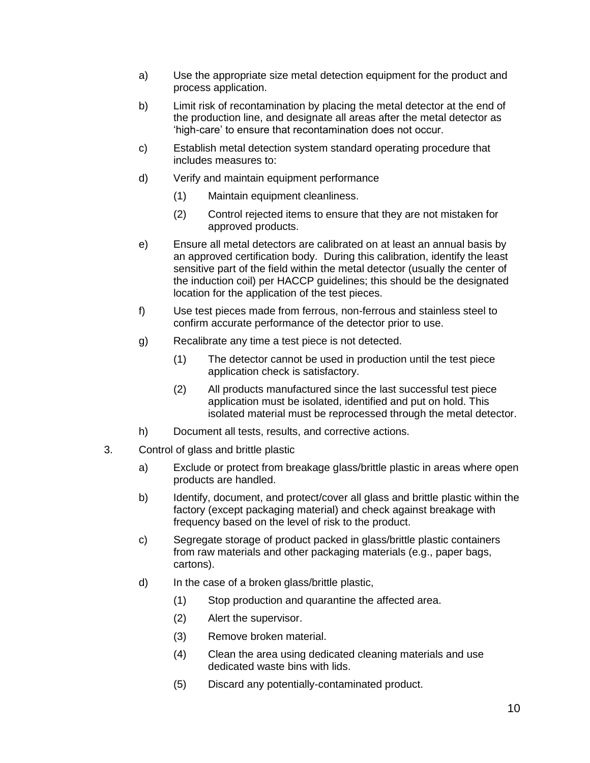a) Use the appropriate size metal detection equipment for the product and process application.

b) Limit risk of recontamination by placing the metal detector at the end of the production line, and designate all areas after the metal detector as 'high-care' to ensure that recontamination does not occur.

c) Establish metal detection system standard operating procedure that includes measures to:

d) Verify and maintain equipment performance

   (1) Maintain equipment cleanliness.

   (2) Control rejected items to ensure that they are not mistaken for approved products.

e) Ensure all metal detectors are calibrated on at least an annual basis by an approved certification body. During this calibration, identify the least sensitive part of the field within the metal detector (usually the center of the induction coil) per HACCP guidelines; this should be the designated location for the application of the test pieces.

f) Use test pieces made from ferrous, non-ferrous and stainless steel to confirm accurate performance of the detector prior to use.

g) Recalibrate any time a test piece is not detected.

   (1) The detector cannot be used in production until the test piece application check is satisfactory.

   (2) All products manufactured since the last successful test piece application must be isolated, identified and put on hold. This isolated material must be reprocessed through the metal detector.

h) Document all tests, results, and corrective actions.

3. Control of glass and brittle plastic

a) Exclude or protect from breakage glass/brittle plastic in areas where open products are handled.

b) Identify, document, and protect/cover all glass and brittle plastic within the factory (except packaging material) and check against breakage with frequency based on the level of risk to the product.

c) Segregate storage of product packed in glass/brittle plastic containers from raw materials and other packaging materials (e.g., paper bags, cartons).

d) In the case of a broken glass/brittle plastic,

   (1) Stop production and quarantine the affected area.

   (2) Alert the supervisor.

   (3) Remove broken material.

   (4) Clean the area using dedicated cleaning materials and use dedicated waste bins with lids.

   (5) Discard any potentially-contaminated product.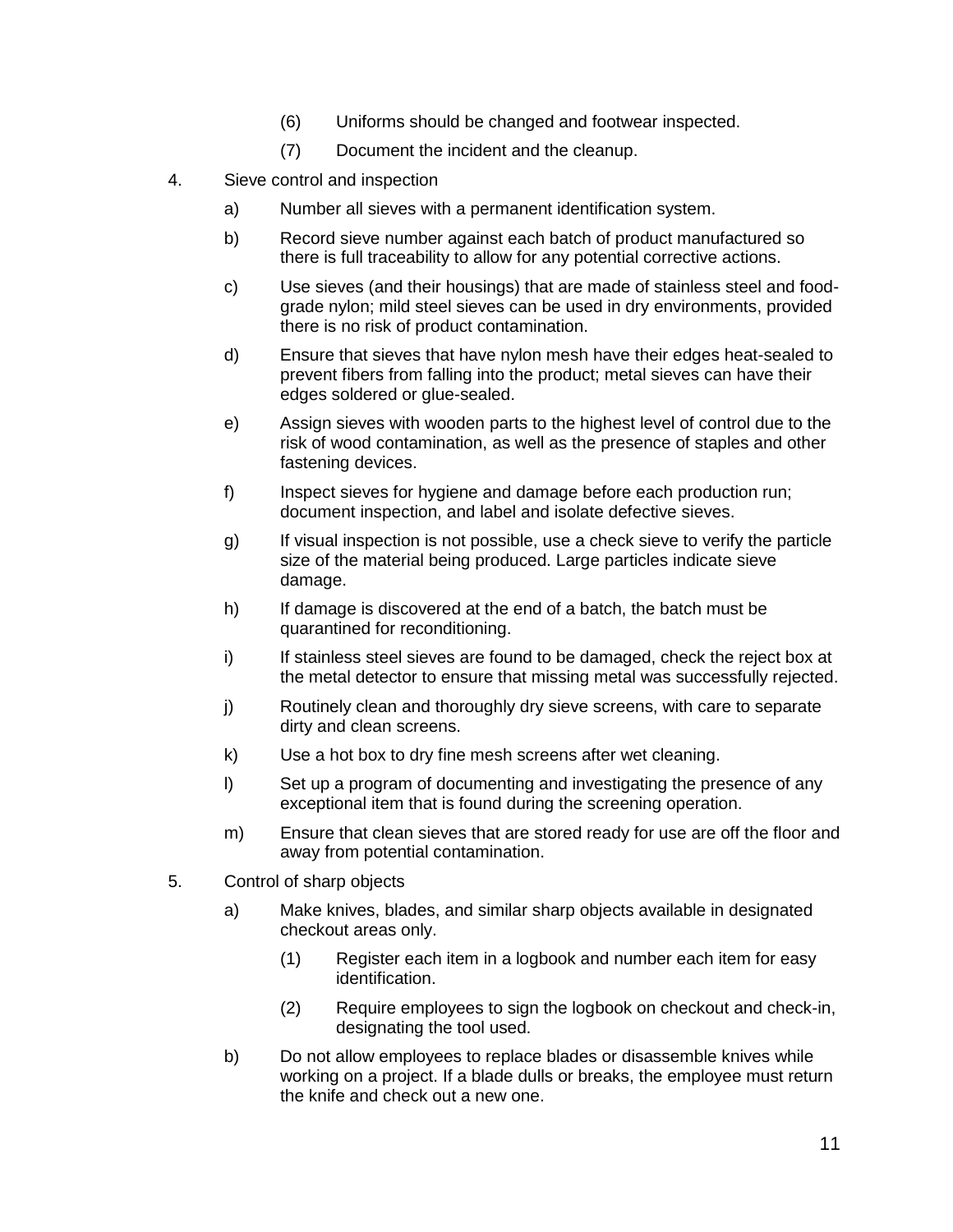(6) Uniforms should be changed and footwear inspected.

(7) Document the incident and the cleanup.

4. Sieve control and inspection

   a) Number all sieves with a permanent identification system.

   b) Record sieve number against each batch of product manufactured so there is full traceability to allow for any potential corrective actions.

   c) Use sieves (and their housings) that are made of stainless steel and food-grade nylon; mild steel sieves can be used in dry environments, provided there is no risk of product contamination.

   d) Ensure that sieves that have nylon mesh have their edges heat-sealed to prevent fibers from falling into the product; metal sieves can have their edges soldered or glue-sealed.

   e) Assign sieves with wooden parts to the highest level of control due to the risk of wood contamination, as well as the presence of staples and other fastening devices.

   f) Inspect sieves for hygiene and damage before each production run; document inspection, and label and isolate defective sieves.

   g) If visual inspection is not possible, use a check sieve to verify the particle size of the material being produced. Large particles indicate sieve damage.

   h) If damage is discovered at the end of a batch, the batch must be quarantined for reconditioning.

   i) If stainless steel sieves are found to be damaged, check the reject box at the metal detector to ensure that missing metal was successfully rejected.

   j) Routinely clean and thoroughly dry sieve screens, with care to separate dirty and clean screens.

   k) Use a hot box to dry fine mesh screens after wet cleaning.

   l) Set up a program of documenting and investigating the presence of any exceptional item that is found during the screening operation.

   m) Ensure that clean sieves that are stored ready for use are off the floor and away from potential contamination.

5. Control of sharp objects

   a) Make knives, blades, and similar sharp objects available in designated checkout areas only.

      (1) Register each item in a logbook and number each item for easy identification.

      (2) Require employees to sign the logbook on checkout and check-in, designating the tool used.

   b) Do not allow employees to replace blades or disassemble knives while working on a project. If a blade dulls or breaks, the employee must return the knife and check out a new one.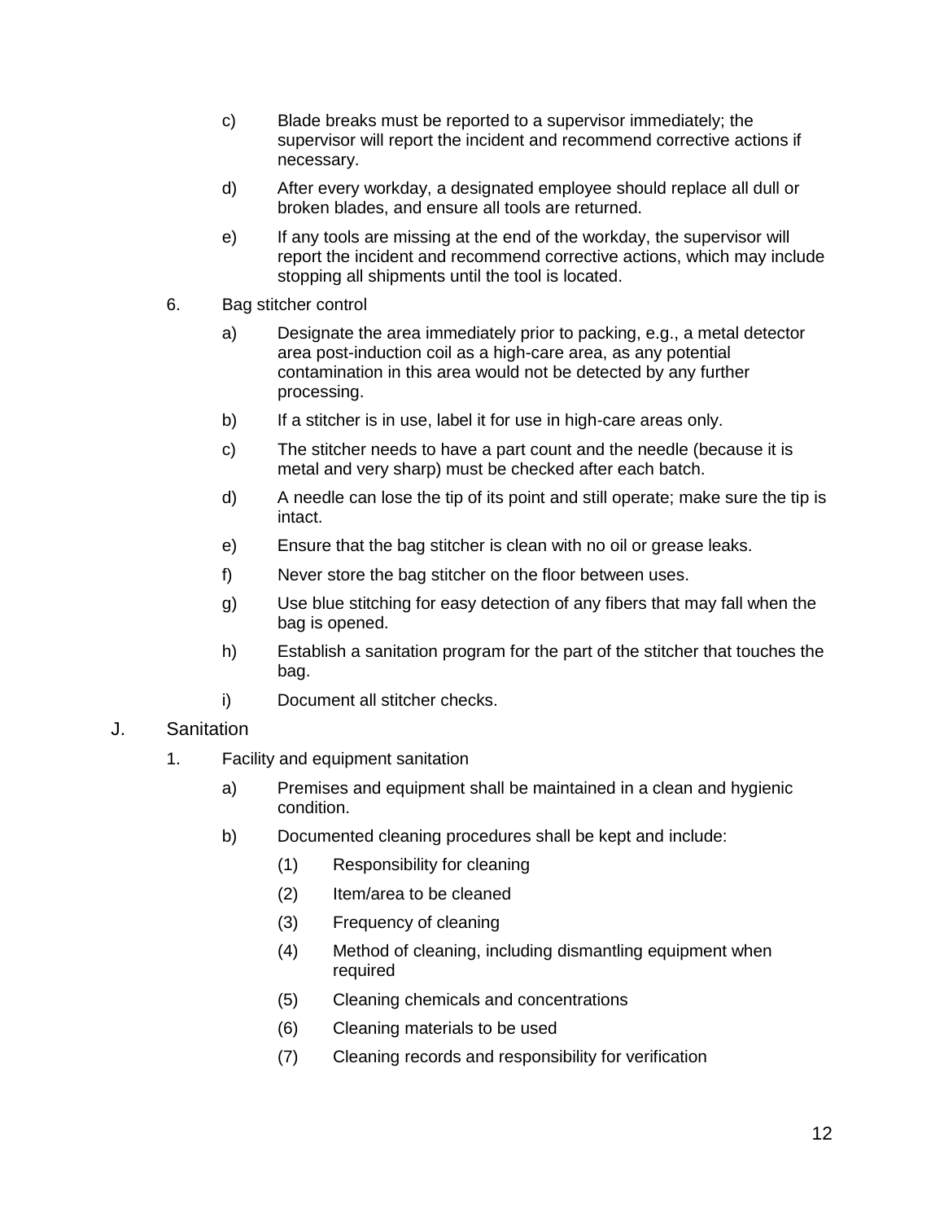c) Blade breaks must be reported to a supervisor immediately; the supervisor will report the incident and recommend corrective actions if necessary.

d) After every workday, a designated employee should replace all dull or broken blades, and ensure all tools are returned.

e) If any tools are missing at the end of the workday, the supervisor will report the incident and recommend corrective actions, which may include stopping all shipments until the tool is located.

6. Bag stitcher control

   a) Designate the area immediately prior to packing, e.g., a metal detector area post-induction coil as a high-care area, as any potential contamination in this area would not be detected by any further processing.

   b) If a stitcher is in use, label it for use in high-care areas only.

   c) The stitcher needs to have a part count and the needle (because it is metal and very sharp) must be checked after each batch.

   d) A needle can lose the tip of its point and still operate; make sure the tip is intact.

   e) Ensure that the bag stitcher is clean with no oil or grease leaks.

   f) Never store the bag stitcher on the floor between uses.

   g) Use blue stitching for easy detection of any fibers that may fall when the bag is opened.

   h) Establish a sanitation program for the part of the stitcher that touches the bag.

   i) Document all stitcher checks.

## J. Sanitation

1. Facility and equipment sanitation

   a) Premises and equipment shall be maintained in a clean and hygienic condition.

   b) Documented cleaning procedures shall be kept and include:

      (1) Responsibility for cleaning

      (2) Item/area to be cleaned

      (3) Frequency of cleaning

      (4) Method of cleaning, including dismantling equipment when required

      (5) Cleaning chemicals and concentrations

      (6) Cleaning materials to be used

      (7) Cleaning records and responsibility for verification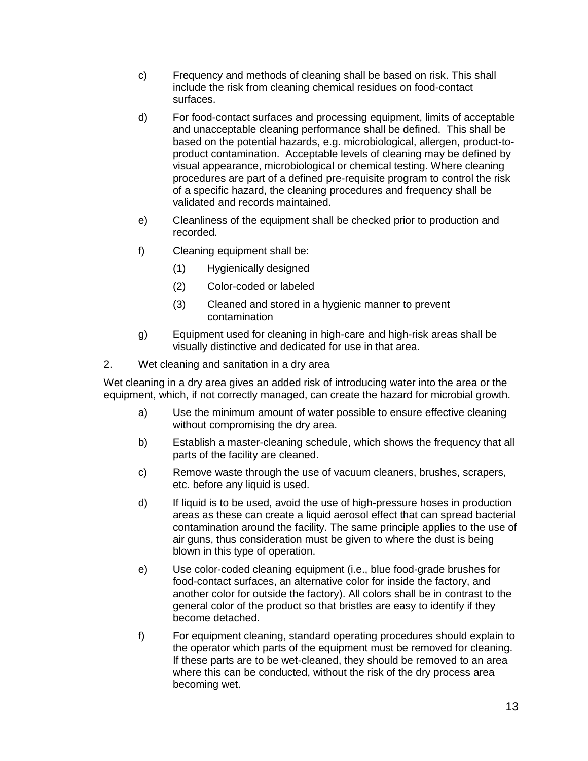c) Frequency and methods of cleaning shall be based on risk. This shall include the risk from cleaning chemical residues on food-contact surfaces.

d) For food-contact surfaces and processing equipment, limits of acceptable and unacceptable cleaning performance shall be defined. This shall be based on the potential hazards, e.g. microbiological, allergen, product-to-product contamination. Acceptable levels of cleaning may be defined by visual appearance, microbiological or chemical testing. Where cleaning procedures are part of a defined pre-requisite program to control the risk of a specific hazard, the cleaning procedures and frequency shall be validated and records maintained.

e) Cleanliness of the equipment shall be checked prior to production and recorded.

f) Cleaning equipment shall be:

   (1) Hygienically designed

   (2) Color-coded or labeled

   (3) Cleaned and stored in a hygienic manner to prevent contamination

g) Equipment used for cleaning in high-care and high-risk areas shall be visually distinctive and dedicated for use in that area.

2. Wet cleaning and sanitation in a dry area

Wet cleaning in a dry area gives an added risk of introducing water into the area or the equipment, which, if not correctly managed, can create the hazard for microbial growth.

a) Use the minimum amount of water possible to ensure effective cleaning without compromising the dry area.

b) Establish a master-cleaning schedule, which shows the frequency that all parts of the facility are cleaned.

c) Remove waste through the use of vacuum cleaners, brushes, scrapers, etc. before any liquid is used.

d) If liquid is to be used, avoid the use of high-pressure hoses in production areas as these can create a liquid aerosol effect that can spread bacterial contamination around the facility. The same principle applies to the use of air guns, thus consideration must be given to where the dust is being blown in this type of operation.

e) Use color-coded cleaning equipment (i.e., blue food-grade brushes for food-contact surfaces, an alternative color for inside the factory, and another color for outside the factory). All colors shall be in contrast to the general color of the product so that bristles are easy to identify if they become detached.

f) For equipment cleaning, standard operating procedures should explain to the operator which parts of the equipment must be removed for cleaning. If these parts are to be wet-cleaned, they should be removed to an area where this can be conducted, without the risk of the dry process area becoming wet.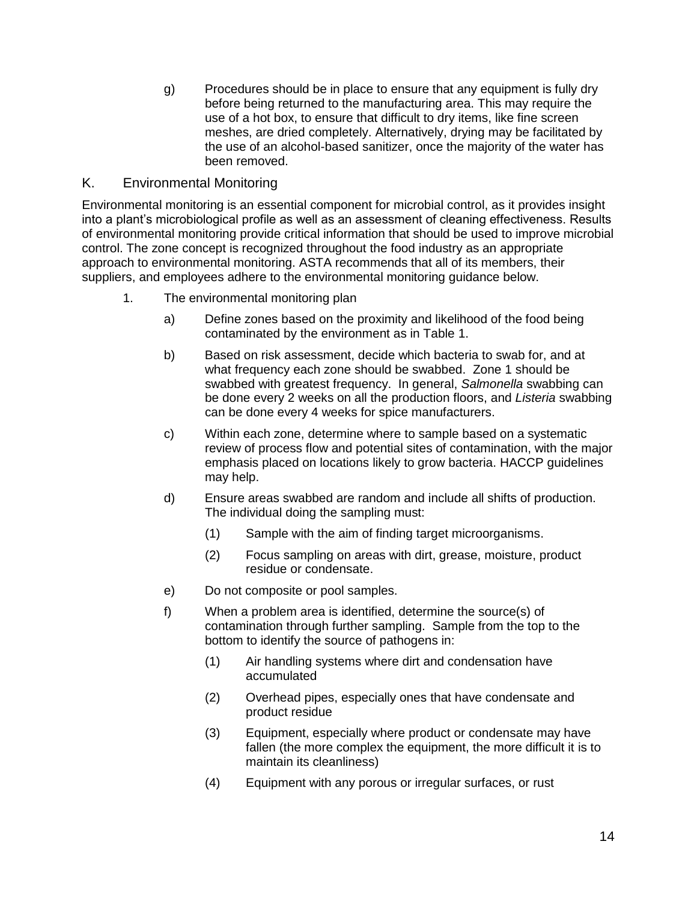g) Procedures should be in place to ensure that any equipment is fully dry before being returned to the manufacturing area. This may require the use of a hot box, to ensure that difficult to dry items, like fine screen meshes, are dried completely. Alternatively, drying may be facilitated by the use of an alcohol-based sanitizer, once the majority of the water has been removed.

## K. Environmental Monitoring

Environmental monitoring is an essential component for microbial control, as it provides insight into a plant's microbiological profile as well as an assessment of cleaning effectiveness. Results of environmental monitoring provide critical information that should be used to improve microbial control. The zone concept is recognized throughout the food industry as an appropriate approach to environmental monitoring. ASTA recommends that all of its members, their suppliers, and employees adhere to the environmental monitoring guidance below.

1. The environmental monitoring plan

   a) Define zones based on the proximity and likelihood of the food being contaminated by the environment as in Table 1.

   b) Based on risk assessment, decide which bacteria to swab for, and at what frequency each zone should be swabbed. Zone 1 should be swabbed with greatest frequency. In general, *Salmonella* swabbing can be done every 2 weeks on all the production floors, and *Listeria* swabbing can be done every 4 weeks for spice manufacturers.

   c) Within each zone, determine where to sample based on a systematic review of process flow and potential sites of contamination, with the major emphasis placed on locations likely to grow bacteria. HACCP guidelines may help.

   d) Ensure areas swabbed are random and include all shifts of production. The individual doing the sampling must:

      (1) Sample with the aim of finding target microorganisms.

      (2) Focus sampling on areas with dirt, grease, moisture, product residue or condensate.

   e) Do not composite or pool samples.

   f) When a problem area is identified, determine the source(s) of contamination through further sampling. Sample from the top to the bottom to identify the source of pathogens in:

      (1) Air handling systems where dirt and condensation have accumulated

      (2) Overhead pipes, especially ones that have condensate and product residue

      (3) Equipment, especially where product or condensate may have fallen (the more complex the equipment, the more difficult it is to maintain its cleanliness)

      (4) Equipment with any porous or irregular surfaces, or rust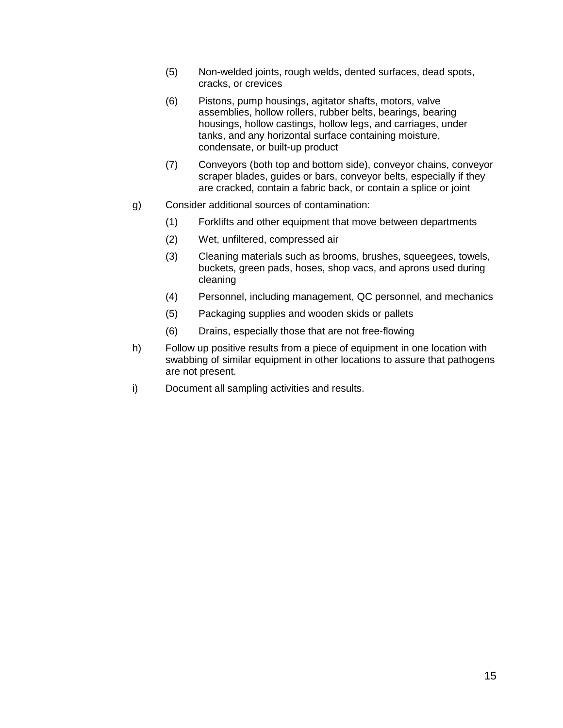(5) Non-welded joints, rough welds, dented surfaces, dead spots, cracks, or crevices

(6) Pistons, pump housings, agitator shafts, motors, valve assemblies, hollow rollers, rubber belts, bearings, bearing housings, hollow castings, hollow legs, and carriages, under tanks, and any horizontal surface containing moisture, condensate, or built-up product

(7) Conveyors (both top and bottom side), conveyor chains, conveyor scraper blades, guides or bars, conveyor belts, especially if they are cracked, contain a fabric back, or contain a splice or joint

g) Consider additional sources of contamination:

(1) Forklifts and other equipment that move between departments

(2) Wet, unfiltered, compressed air

(3) Cleaning materials such as brooms, brushes, squeegees, towels, buckets, green pads, hoses, shop vacs, and aprons used during cleaning

(4) Personnel, including management, QC personnel, and mechanics

(5) Packaging supplies and wooden skids or pallets

(6) Drains, especially those that are not free-flowing

h) Follow up positive results from a piece of equipment in one location with swabbing of similar equipment in other locations to assure that pathogens are not present.

i) Document all sampling activities and results.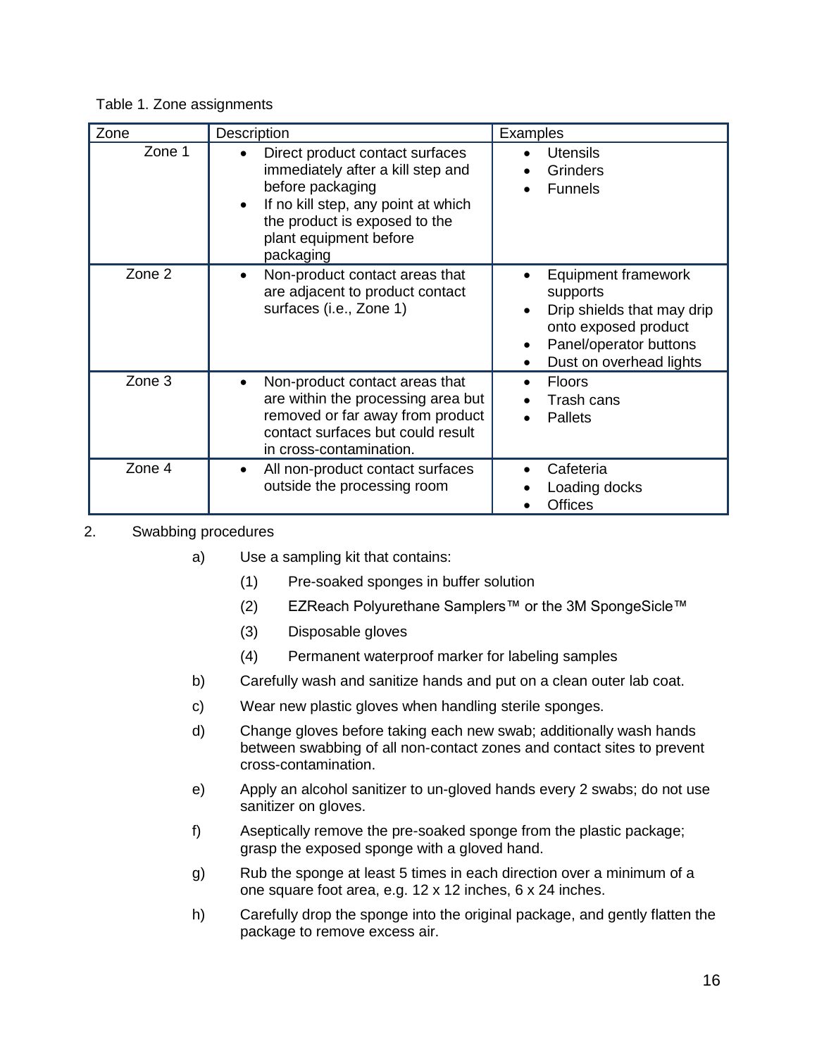Table 1. Zone assignments

| Zone | Description | Examples |
|---|---|---|
| Zone 1 | • Direct product contact surfaces immediately after a kill step and before packaging<br>• If no kill step, any point at which the product is exposed to the plant equipment before packaging | • Utensils<br>• Grinders<br>• Funnels |
| Zone 2 | • Non-product contact areas that are adjacent to product contact surfaces (i.e., Zone 1) | • Equipment framework supports<br>• Drip shields that may drip onto exposed product<br>• Panel/operator buttons<br>• Dust on overhead lights |
| Zone 3 | • Non-product contact areas that are within the processing area but removed or far away from product contact surfaces but could result in cross-contamination. | • Floors<br>• Trash cans<br>• Pallets |
| Zone 4 | • All non-product contact surfaces outside the processing room | • Cafeteria<br>• Loading docks<br>• Offices |

2. Swabbing procedures

   a) Use a sampling kit that contains:

      (1) Pre-soaked sponges in buffer solution

      (2) EZReach Polyurethane Samplers™ or the 3M SpongeSicle™

      (3) Disposable gloves

      (4) Permanent waterproof marker for labeling samples

   b) Carefully wash and sanitize hands and put on a clean outer lab coat.

   c) Wear new plastic gloves when handling sterile sponges.

   d) Change gloves before taking each new swab; additionally wash hands between swabbing of all non-contact zones and contact sites to prevent cross-contamination.

   e) Apply an alcohol sanitizer to un-gloved hands every 2 swabs; do not use sanitizer on gloves.

   f) Aseptically remove the pre-soaked sponge from the plastic package; grasp the exposed sponge with a gloved hand.

   g) Rub the sponge at least 5 times in each direction over a minimum of a one square foot area, e.g. 12 x 12 inches, 6 x 24 inches.

   h) Carefully drop the sponge into the original package, and gently flatten the package to remove excess air.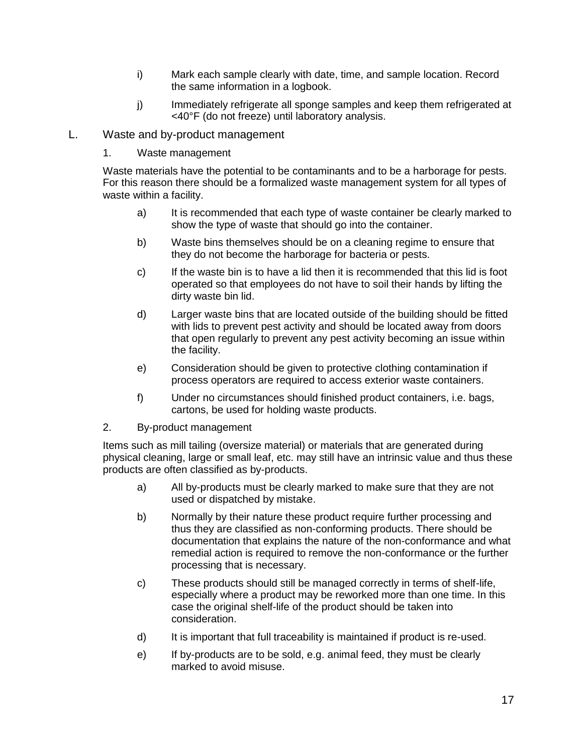i) Mark each sample clearly with date, time, and sample location. Record the same information in a logbook.

j) Immediately refrigerate all sponge samples and keep them refrigerated at <40°F (do not freeze) until laboratory analysis.

## L. Waste and by-product management

### 1. Waste management

Waste materials have the potential to be contaminants and to be a harborage for pests. For this reason there should be a formalized waste management system for all types of waste within a facility.

a) It is recommended that each type of waste container be clearly marked to show the type of waste that should go into the container.

b) Waste bins themselves should be on a cleaning regime to ensure that they do not become the harborage for bacteria or pests.

c) If the waste bin is to have a lid then it is recommended that this lid is foot operated so that employees do not have to soil their hands by lifting the dirty waste bin lid.

d) Larger waste bins that are located outside of the building should be fitted with lids to prevent pest activity and should be located away from doors that open regularly to prevent any pest activity becoming an issue within the facility.

e) Consideration should be given to protective clothing contamination if process operators are required to access exterior waste containers.

f) Under no circumstances should finished product containers, i.e. bags, cartons, be used for holding waste products.

### 2. By-product management

Items such as mill tailing (oversize material) or materials that are generated during physical cleaning, large or small leaf, etc. may still have an intrinsic value and thus these products are often classified as by-products.

a) All by-products must be clearly marked to make sure that they are not used or dispatched by mistake.

b) Normally by their nature these product require further processing and thus they are classified as non-conforming products. There should be documentation that explains the nature of the non-conformance and what remedial action is required to remove the non-conformance or the further processing that is necessary.

c) These products should still be managed correctly in terms of shelf-life, especially where a product may be reworked more than one time. In this case the original shelf-life of the product should be taken into consideration.

d) It is important that full traceability is maintained if product is re-used.

e) If by-products are to be sold, e.g. animal feed, they must be clearly marked to avoid misuse.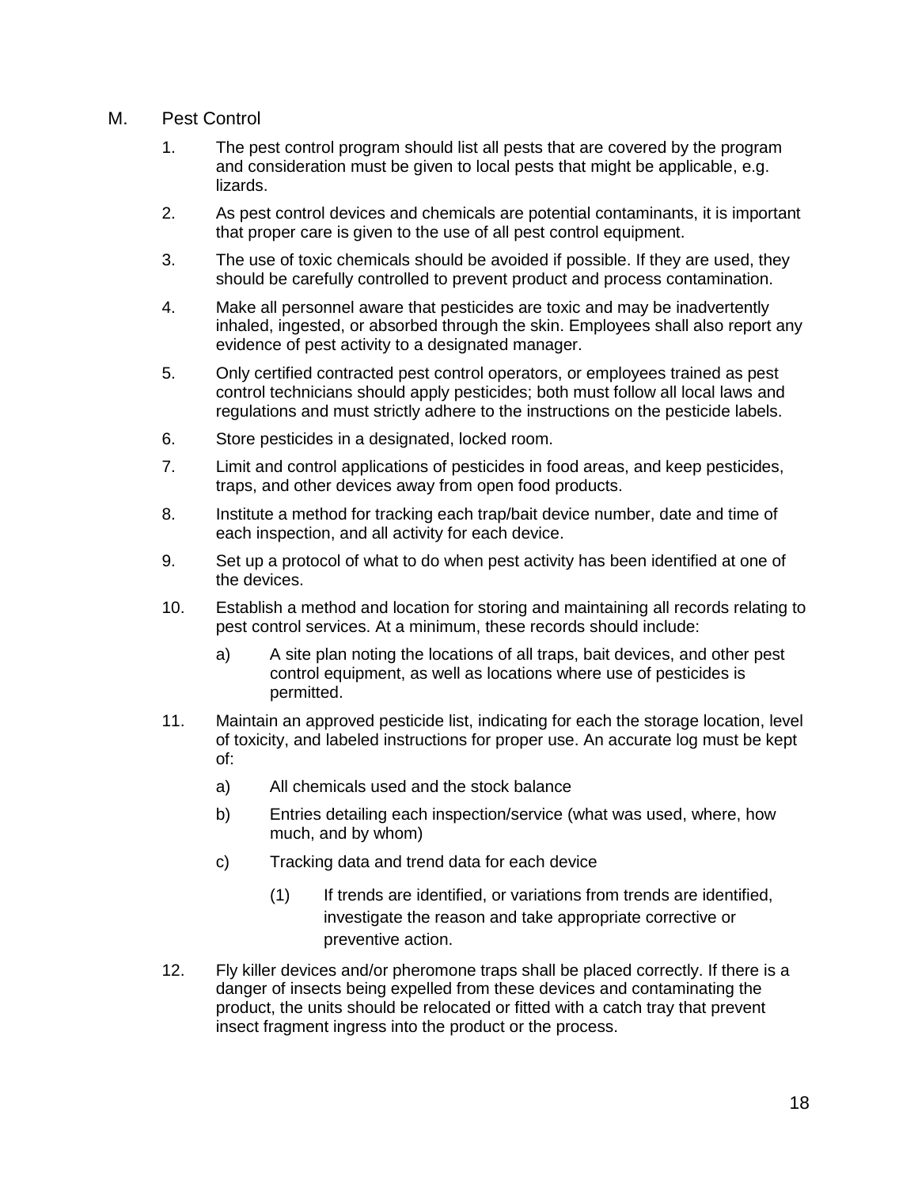## M. Pest Control

1. The pest control program should list all pests that are covered by the program and consideration must be given to local pests that might be applicable, e.g. lizards.
2. As pest control devices and chemicals are potential contaminants, it is important that proper care is given to the use of all pest control equipment.
3. The use of toxic chemicals should be avoided if possible. If they are used, they should be carefully controlled to prevent product and process contamination.
4. Make all personnel aware that pesticides are toxic and may be inadvertently inhaled, ingested, or absorbed through the skin. Employees shall also report any evidence of pest activity to a designated manager.
5. Only certified contracted pest control operators, or employees trained as pest control technicians should apply pesticides; both must follow all local laws and regulations and must strictly adhere to the instructions on the pesticide labels.
6. Store pesticides in a designated, locked room.
7. Limit and control applications of pesticides in food areas, and keep pesticides, traps, and other devices away from open food products.
8. Institute a method for tracking each trap/bait device number, date and time of each inspection, and all activity for each device.
9. Set up a protocol of what to do when pest activity has been identified at one of the devices.
10. Establish a method and location for storing and maintaining all records relating to pest control services. At a minimum, these records should include:
    a) A site plan noting the locations of all traps, bait devices, and other pest control equipment, as well as locations where use of pesticides is permitted.
11. Maintain an approved pesticide list, indicating for each the storage location, level of toxicity, and labeled instructions for proper use. An accurate log must be kept of:
    a) All chemicals used and the stock balance
    b) Entries detailing each inspection/service (what was used, where, how much, and by whom)
    c) Tracking data and trend data for each device
        (1) If trends are identified, or variations from trends are identified, investigate the reason and take appropriate corrective or preventive action.
12. Fly killer devices and/or pheromone traps shall be placed correctly. If there is a danger of insects being expelled from these devices and contaminating the product, the units should be relocated or fitted with a catch tray that prevent insect fragment ingress into the product or the process.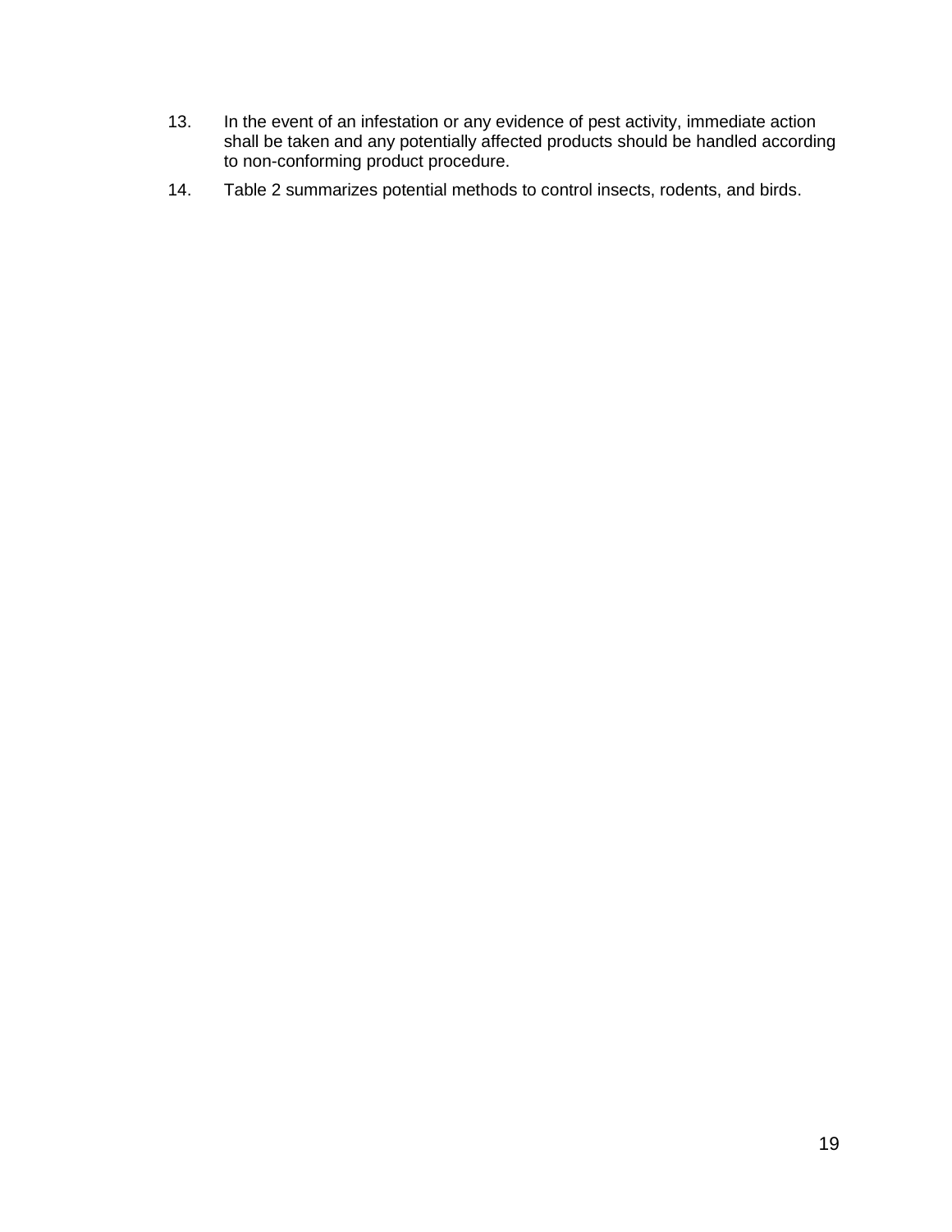13. In the event of an infestation or any evidence of pest activity, immediate action shall be taken and any potentially affected products should be handled according to non-conforming product procedure.

14. Table 2 summarizes potential methods to control insects, rodents, and birds.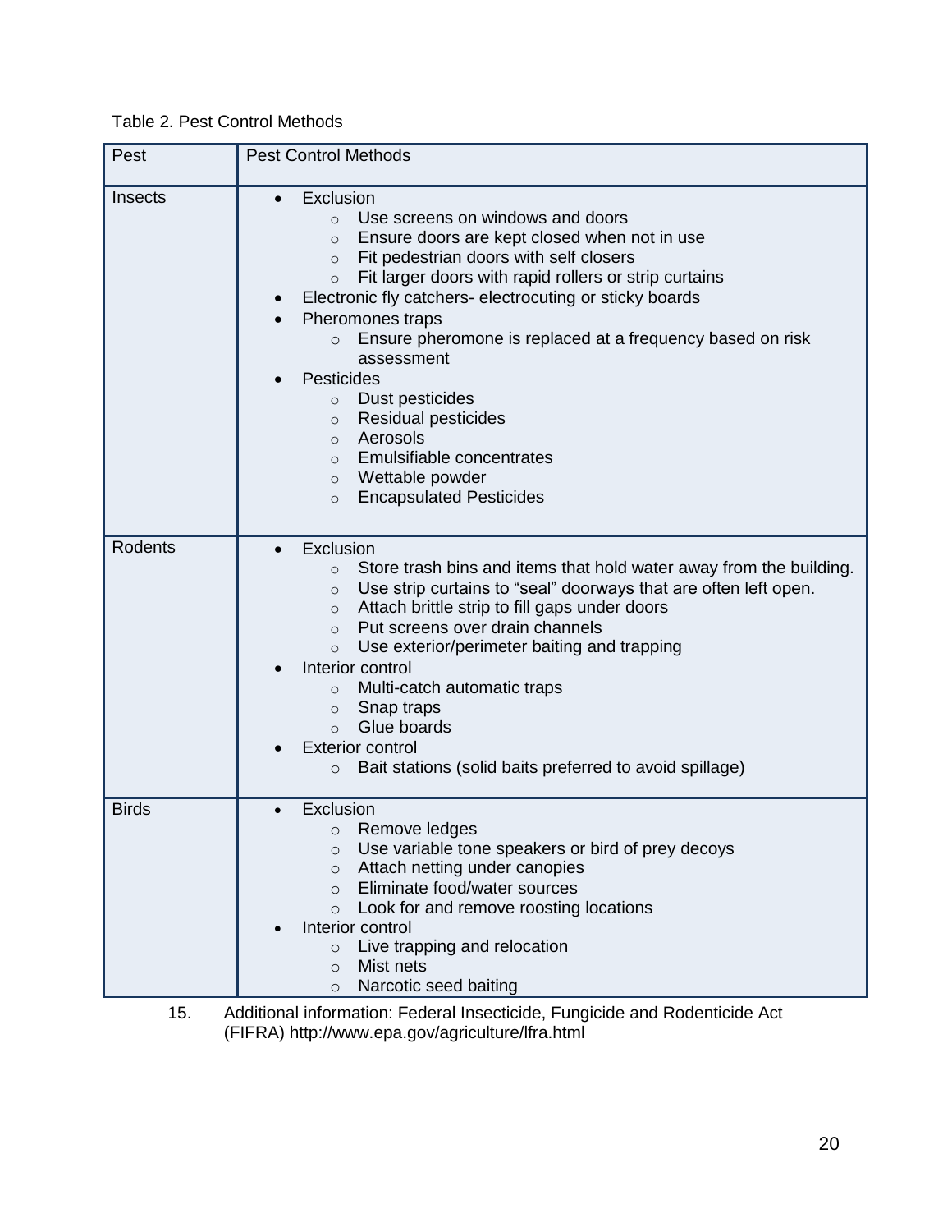Table 2. Pest Control Methods

| Pest | Pest Control Methods |
|---|---|
| Insects | • Exclusion<br>  ○ Use screens on windows and doors<br>  ○ Ensure doors are kept closed when not in use<br>  ○ Fit pedestrian doors with self closers<br>  ○ Fit larger doors with rapid rollers or strip curtains<br>• Electronic fly catchers- electrocuting or sticky boards<br>• Pheromones traps<br>  ○ Ensure pheromone is replaced at a frequency based on risk assessment<br>• Pesticides<br>  ○ Dust pesticides<br>  ○ Residual pesticides<br>  ○ Aerosols<br>  ○ Emulsifiable concentrates<br>  ○ Wettable powder<br>  ○ Encapsulated Pesticides |
| Rodents | • Exclusion<br>  ○ Store trash bins and items that hold water away from the building.<br>  ○ Use strip curtains to "seal" doorways that are often left open.<br>  ○ Attach brittle strip to fill gaps under doors<br>  ○ Put screens over drain channels<br>  ○ Use exterior/perimeter baiting and trapping<br>• Interior control<br>  ○ Multi-catch automatic traps<br>  ○ Snap traps<br>  ○ Glue boards<br>• Exterior control<br>  ○ Bait stations (solid baits preferred to avoid spillage) |
| Birds | • Exclusion<br>  ○ Remove ledges<br>  ○ Use variable tone speakers or bird of prey decoys<br>  ○ Attach netting under canopies<br>  ○ Eliminate food/water sources<br>  ○ Look for and remove roosting locations<br>• Interior control<br>  ○ Live trapping and relocation<br>  ○ Mist nets<br>  ○ Narcotic seed baiting |

15. Additional information: Federal Insecticide, Fungicide and Rodenticide Act (FIFRA) http://www.epa.gov/agriculture/lfra.html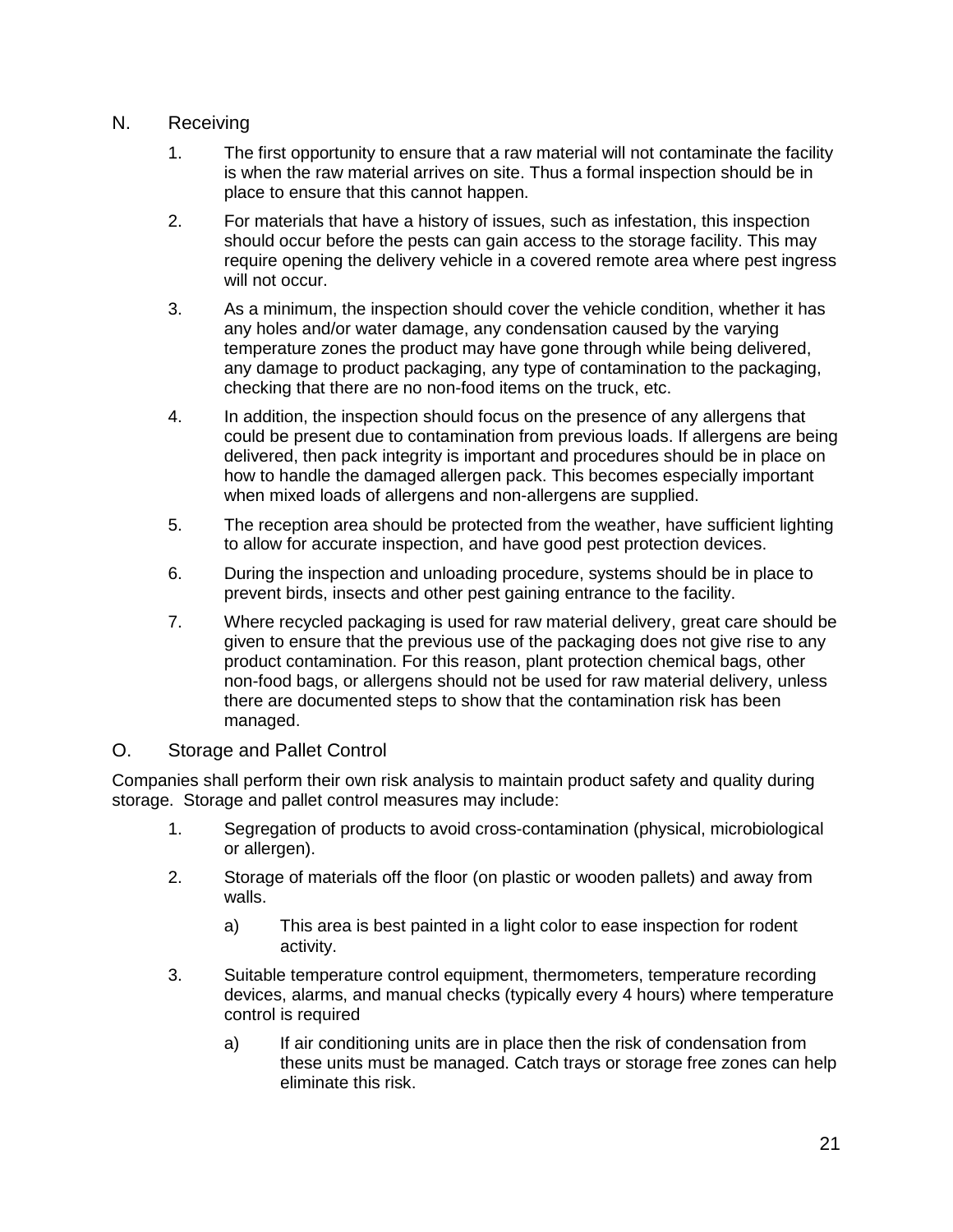## N. Receiving

1. The first opportunity to ensure that a raw material will not contaminate the facility is when the raw material arrives on site. Thus a formal inspection should be in place to ensure that this cannot happen.
2. For materials that have a history of issues, such as infestation, this inspection should occur before the pests can gain access to the storage facility. This may require opening the delivery vehicle in a covered remote area where pest ingress will not occur.
3. As a minimum, the inspection should cover the vehicle condition, whether it has any holes and/or water damage, any condensation caused by the varying temperature zones the product may have gone through while being delivered, any damage to product packaging, any type of contamination to the packaging, checking that there are no non-food items on the truck, etc.
4. In addition, the inspection should focus on the presence of any allergens that could be present due to contamination from previous loads. If allergens are being delivered, then pack integrity is important and procedures should be in place on how to handle the damaged allergen pack. This becomes especially important when mixed loads of allergens and non-allergens are supplied.
5. The reception area should be protected from the weather, have sufficient lighting to allow for accurate inspection, and have good pest protection devices.
6. During the inspection and unloading procedure, systems should be in place to prevent birds, insects and other pest gaining entrance to the facility.
7. Where recycled packaging is used for raw material delivery, great care should be given to ensure that the previous use of the packaging does not give rise to any product contamination. For this reason, plant protection chemical bags, other non-food bags, or allergens should not be used for raw material delivery, unless there are documented steps to show that the contamination risk has been managed.

## O. Storage and Pallet Control

Companies shall perform their own risk analysis to maintain product safety and quality during storage. Storage and pallet control measures may include:

1. Segregation of products to avoid cross-contamination (physical, microbiological or allergen).
2. Storage of materials off the floor (on plastic or wooden pallets) and away from walls.
   a) This area is best painted in a light color to ease inspection for rodent activity.
3. Suitable temperature control equipment, thermometers, temperature recording devices, alarms, and manual checks (typically every 4 hours) where temperature control is required
   a) If air conditioning units are in place then the risk of condensation from these units must be managed. Catch trays or storage free zones can help eliminate this risk.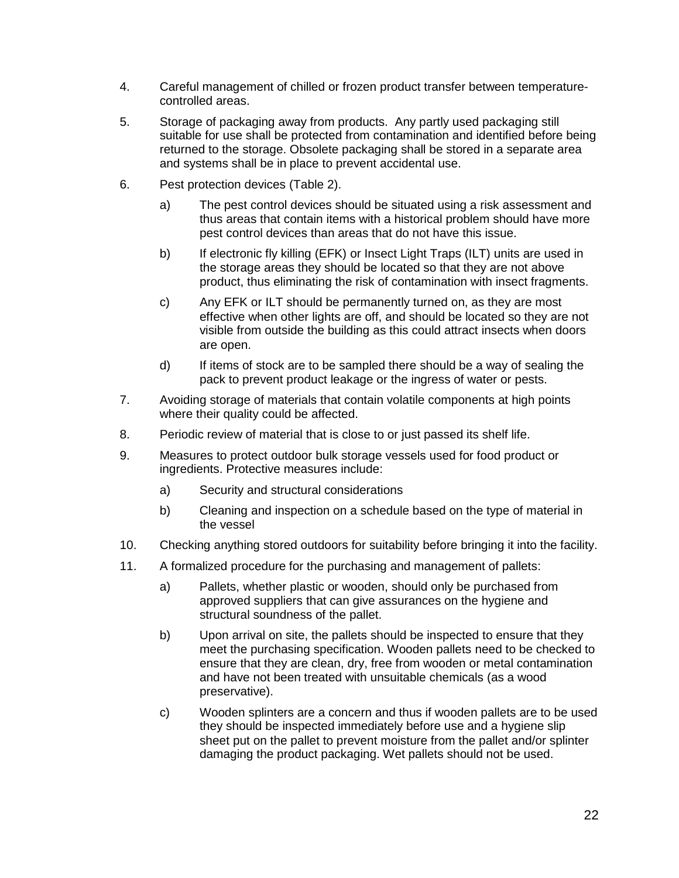4. Careful management of chilled or frozen product transfer between temperature-controlled areas.

5. Storage of packaging away from products. Any partly used packaging still suitable for use shall be protected from contamination and identified before being returned to the storage. Obsolete packaging shall be stored in a separate area and systems shall be in place to prevent accidental use.

6. Pest protection devices (Table 2).

   a) The pest control devices should be situated using a risk assessment and thus areas that contain items with a historical problem should have more pest control devices than areas that do not have this issue.

   b) If electronic fly killing (EFK) or Insect Light Traps (ILT) units are used in the storage areas they should be located so that they are not above product, thus eliminating the risk of contamination with insect fragments.

   c) Any EFK or ILT should be permanently turned on, as they are most effective when other lights are off, and should be located so they are not visible from outside the building as this could attract insects when doors are open.

   d) If items of stock are to be sampled there should be a way of sealing the pack to prevent product leakage or the ingress of water or pests.

7. Avoiding storage of materials that contain volatile components at high points where their quality could be affected.

8. Periodic review of material that is close to or just passed its shelf life.

9. Measures to protect outdoor bulk storage vessels used for food product or ingredients. Protective measures include:

   a) Security and structural considerations

   b) Cleaning and inspection on a schedule based on the type of material in the vessel

10. Checking anything stored outdoors for suitability before bringing it into the facility.

11. A formalized procedure for the purchasing and management of pallets:

    a) Pallets, whether plastic or wooden, should only be purchased from approved suppliers that can give assurances on the hygiene and structural soundness of the pallet.

    b) Upon arrival on site, the pallets should be inspected to ensure that they meet the purchasing specification. Wooden pallets need to be checked to ensure that they are clean, dry, free from wooden or metal contamination and have not been treated with unsuitable chemicals (as a wood preservative).

    c) Wooden splinters are a concern and thus if wooden pallets are to be used they should be inspected immediately before use and a hygiene slip sheet put on the pallet to prevent moisture from the pallet and/or splinter damaging the product packaging. Wet pallets should not be used.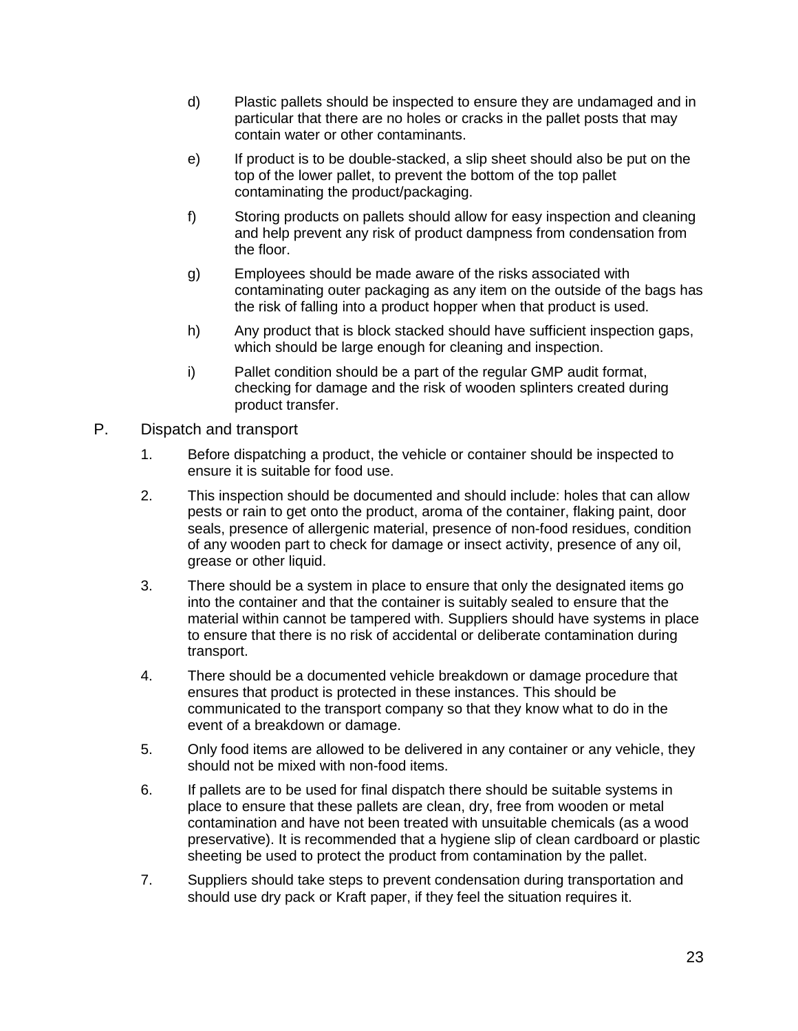d) Plastic pallets should be inspected to ensure they are undamaged and in particular that there are no holes or cracks in the pallet posts that may contain water or other contaminants.

e) If product is to be double-stacked, a slip sheet should also be put on the top of the lower pallet, to prevent the bottom of the top pallet contaminating the product/packaging.

f) Storing products on pallets should allow for easy inspection and cleaning and help prevent any risk of product dampness from condensation from the floor.

g) Employees should be made aware of the risks associated with contaminating outer packaging as any item on the outside of the bags has the risk of falling into a product hopper when that product is used.

h) Any product that is block stacked should have sufficient inspection gaps, which should be large enough for cleaning and inspection.

i) Pallet condition should be a part of the regular GMP audit format, checking for damage and the risk of wooden splinters created during product transfer.

## P. Dispatch and transport

1. Before dispatching a product, the vehicle or container should be inspected to ensure it is suitable for food use.

2. This inspection should be documented and should include: holes that can allow pests or rain to get onto the product, aroma of the container, flaking paint, door seals, presence of allergenic material, presence of non-food residues, condition of any wooden part to check for damage or insect activity, presence of any oil, grease or other liquid.

3. There should be a system in place to ensure that only the designated items go into the container and that the container is suitably sealed to ensure that the material within cannot be tampered with. Suppliers should have systems in place to ensure that there is no risk of accidental or deliberate contamination during transport.

4. There should be a documented vehicle breakdown or damage procedure that ensures that product is protected in these instances. This should be communicated to the transport company so that they know what to do in the event of a breakdown or damage.

5. Only food items are allowed to be delivered in any container or any vehicle, they should not be mixed with non-food items.

6. If pallets are to be used for final dispatch there should be suitable systems in place to ensure that these pallets are clean, dry, free from wooden or metal contamination and have not been treated with unsuitable chemicals (as a wood preservative). It is recommended that a hygiene slip of clean cardboard or plastic sheeting be used to protect the product from contamination by the pallet.

7. Suppliers should take steps to prevent condensation during transportation and should use dry pack or Kraft paper, if they feel the situation requires it.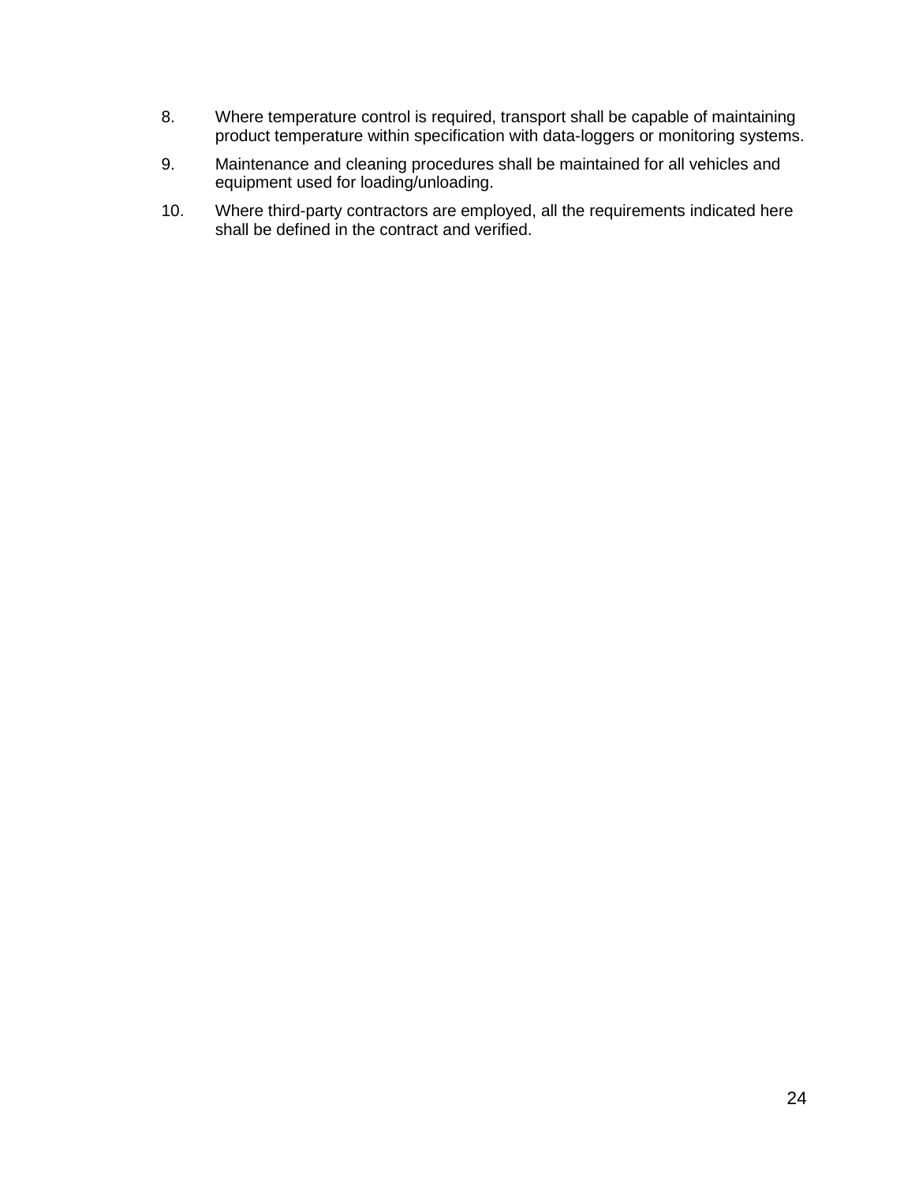8. Where temperature control is required, transport shall be capable of maintaining product temperature within specification with data-loggers or monitoring systems.
9. Maintenance and cleaning procedures shall be maintained for all vehicles and equipment used for loading/unloading.
10. Where third-party contractors are employed, all the requirements indicated here shall be defined in the contract and verified.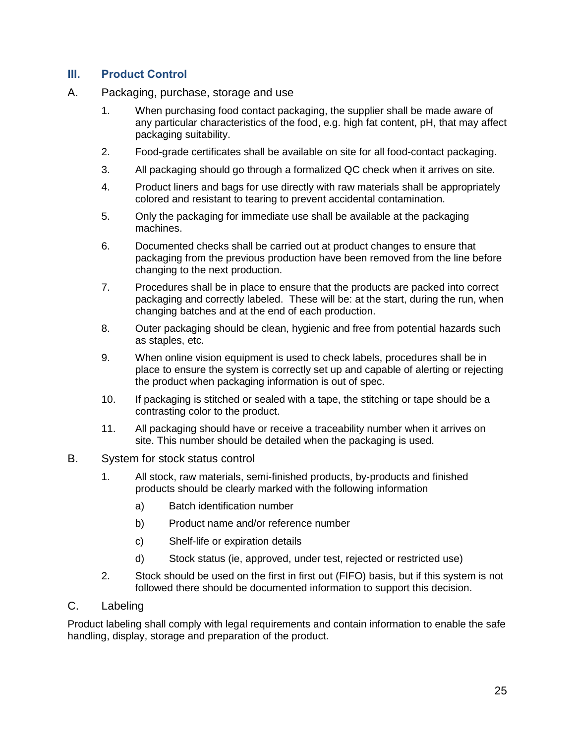## III. Product Control

### A. Packaging, purchase, storage and use

1. When purchasing food contact packaging, the supplier shall be made aware of any particular characteristics of the food, e.g. high fat content, pH, that may affect packaging suitability.
2. Food-grade certificates shall be available on site for all food-contact packaging.
3. All packaging should go through a formalized QC check when it arrives on site.
4. Product liners and bags for use directly with raw materials shall be appropriately colored and resistant to tearing to prevent accidental contamination.
5. Only the packaging for immediate use shall be available at the packaging machines.
6. Documented checks shall be carried out at product changes to ensure that packaging from the previous production have been removed from the line before changing to the next production.
7. Procedures shall be in place to ensure that the products are packed into correct packaging and correctly labeled. These will be: at the start, during the run, when changing batches and at the end of each production.
8. Outer packaging should be clean, hygienic and free from potential hazards such as staples, etc.
9. When online vision equipment is used to check labels, procedures shall be in place to ensure the system is correctly set up and capable of alerting or rejecting the product when packaging information is out of spec.
10. If packaging is stitched or sealed with a tape, the stitching or tape should be a contrasting color to the product.
11. All packaging should have or receive a traceability number when it arrives on site. This number should be detailed when the packaging is used.

### B. System for stock status control

1. All stock, raw materials, semi-finished products, by-products and finished products should be clearly marked with the following information
   a) Batch identification number
   b) Product name and/or reference number
   c) Shelf-life or expiration details
   d) Stock status (ie, approved, under test, rejected or restricted use)
2. Stock should be used on the first in first out (FIFO) basis, but if this system is not followed there should be documented information to support this decision.

### C. Labeling

Product labeling shall comply with legal requirements and contain information to enable the safe handling, display, storage and preparation of the product.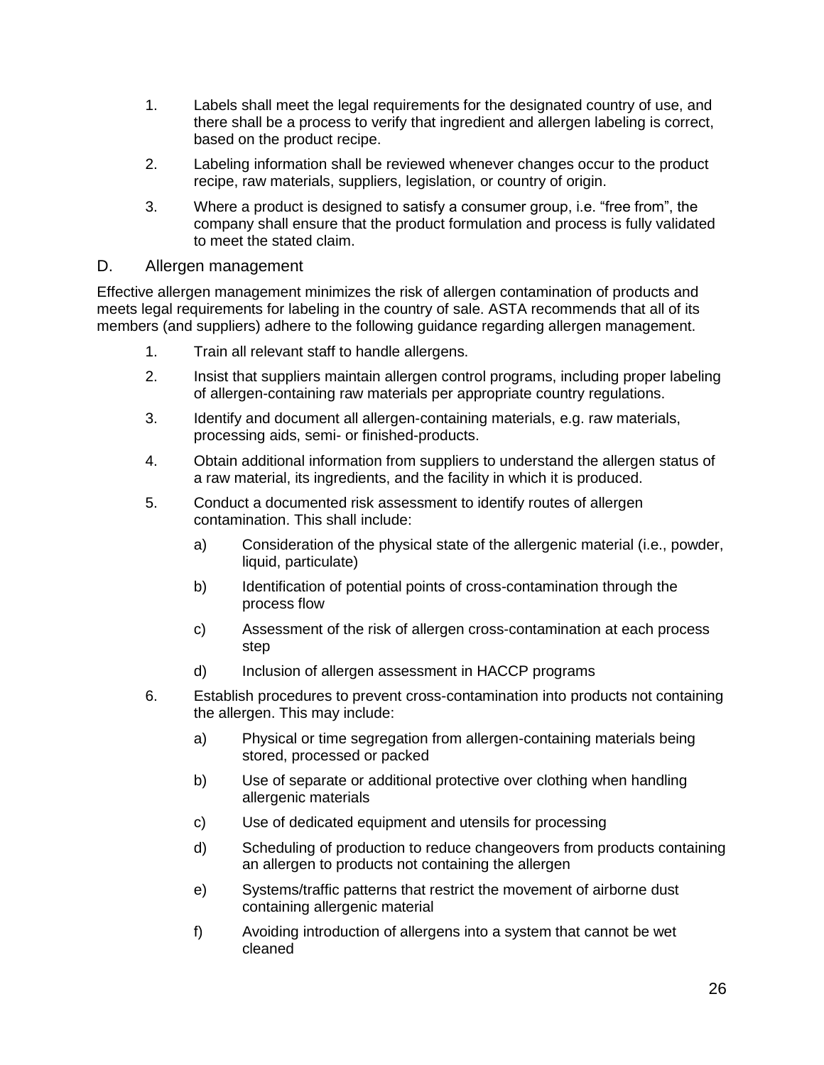1. Labels shall meet the legal requirements for the designated country of use, and there shall be a process to verify that ingredient and allergen labeling is correct, based on the product recipe.
2. Labeling information shall be reviewed whenever changes occur to the product recipe, raw materials, suppliers, legislation, or country of origin.
3. Where a product is designed to satisfy a consumer group, i.e. "free from", the company shall ensure that the product formulation and process is fully validated to meet the stated claim.

## D. Allergen management

Effective allergen management minimizes the risk of allergen contamination of products and meets legal requirements for labeling in the country of sale. ASTA recommends that all of its members (and suppliers) adhere to the following guidance regarding allergen management.

1. Train all relevant staff to handle allergens.
2. Insist that suppliers maintain allergen control programs, including proper labeling of allergen-containing raw materials per appropriate country regulations.
3. Identify and document all allergen-containing materials, e.g. raw materials, processing aids, semi- or finished-products.
4. Obtain additional information from suppliers to understand the allergen status of a raw material, its ingredients, and the facility in which it is produced.
5. Conduct a documented risk assessment to identify routes of allergen contamination. This shall include:
   - a) Consideration of the physical state of the allergenic material (i.e., powder, liquid, particulate)
   - b) Identification of potential points of cross-contamination through the process flow
   - c) Assessment of the risk of allergen cross-contamination at each process step
   - d) Inclusion of allergen assessment in HACCP programs
6. Establish procedures to prevent cross-contamination into products not containing the allergen. This may include:
   - a) Physical or time segregation from allergen-containing materials being stored, processed or packed
   - b) Use of separate or additional protective over clothing when handling allergenic materials
   - c) Use of dedicated equipment and utensils for processing
   - d) Scheduling of production to reduce changeovers from products containing an allergen to products not containing the allergen
   - e) Systems/traffic patterns that restrict the movement of airborne dust containing allergenic material
   - f) Avoiding introduction of allergens into a system that cannot be wet cleaned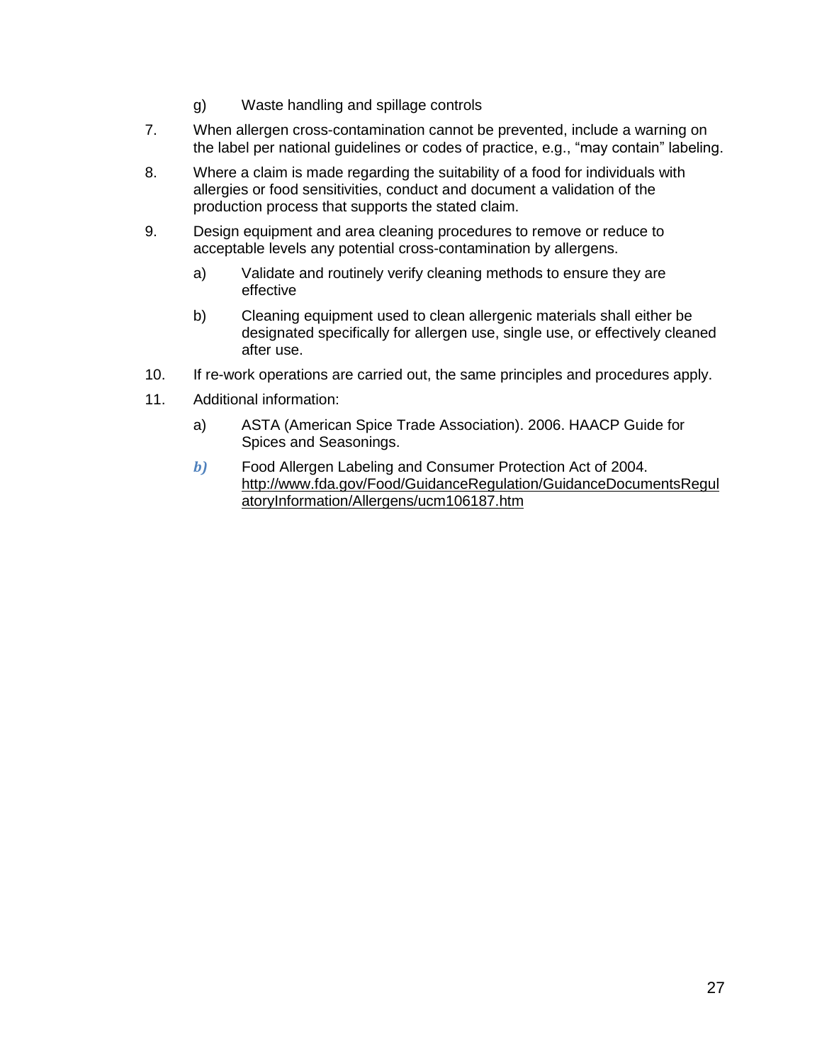g) Waste handling and spillage controls

7. When allergen cross-contamination cannot be prevented, include a warning on the label per national guidelines or codes of practice, e.g., "may contain" labeling.

8. Where a claim is made regarding the suitability of a food for individuals with allergies or food sensitivities, conduct and document a validation of the production process that supports the stated claim.

9. Design equipment and area cleaning procedures to remove or reduce to acceptable levels any potential cross-contamination by allergens.

   a) Validate and routinely verify cleaning methods to ensure they are effective

   b) Cleaning equipment used to clean allergenic materials shall either be designated specifically for allergen use, single use, or effectively cleaned after use.

10. If re-work operations are carried out, the same principles and procedures apply.

11. Additional information:

    a) ASTA (American Spice Trade Association). 2006. HAACP Guide for Spices and Seasonings.

    *b)* Food Allergen Labeling and Consumer Protection Act of 2004. http://www.fda.gov/Food/GuidanceRegulation/GuidanceDocumentsRegulatoryInformation/Allergens/ucm106187.htm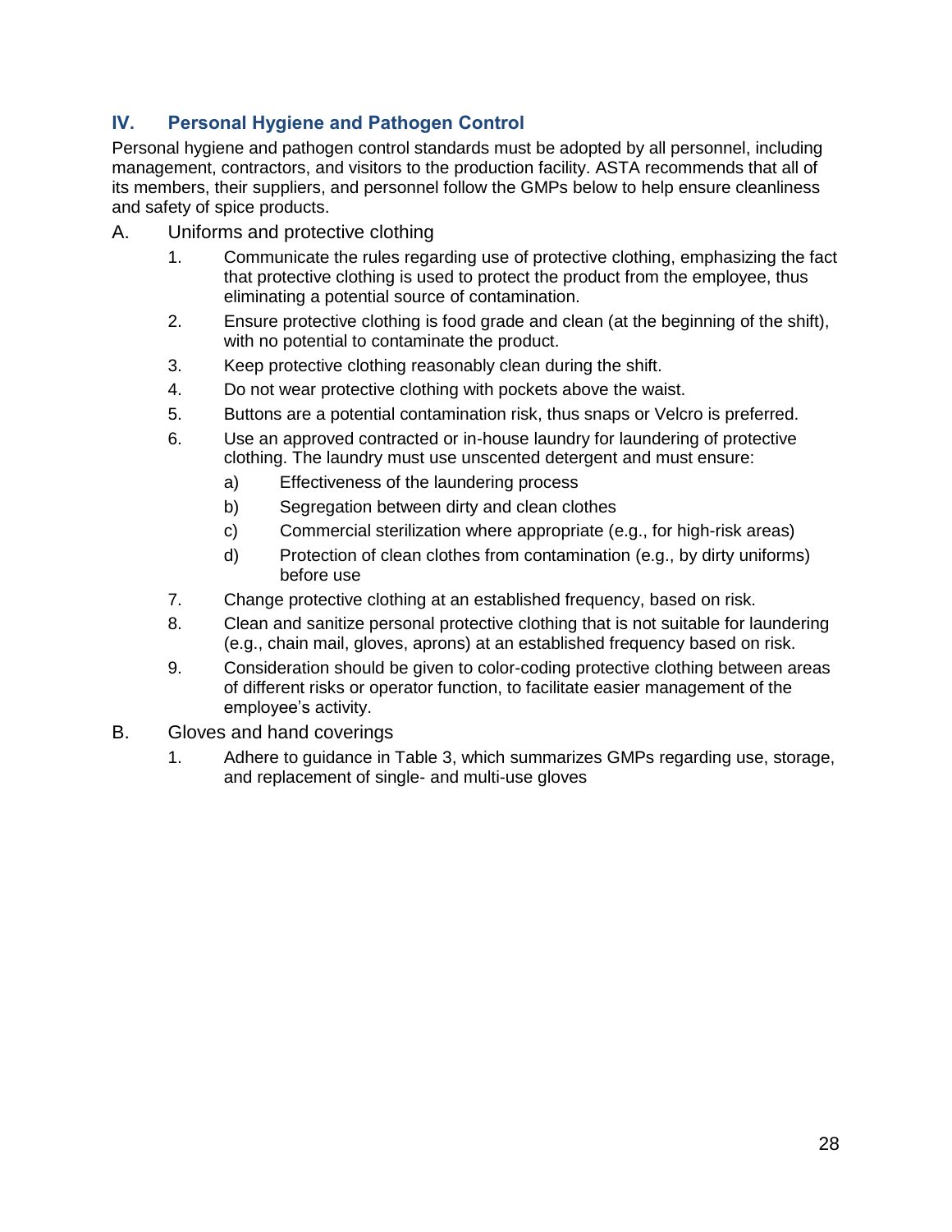## IV. Personal Hygiene and Pathogen Control

Personal hygiene and pathogen control standards must be adopted by all personnel, including management, contractors, and visitors to the production facility. ASTA recommends that all of its members, their suppliers, and personnel follow the GMPs below to help ensure cleanliness and safety of spice products.

A. Uniforms and protective clothing

1. Communicate the rules regarding use of protective clothing, emphasizing the fact that protective clothing is used to protect the product from the employee, thus eliminating a potential source of contamination.
2. Ensure protective clothing is food grade and clean (at the beginning of the shift), with no potential to contaminate the product.
3. Keep protective clothing reasonably clean during the shift.
4. Do not wear protective clothing with pockets above the waist.
5. Buttons are a potential contamination risk, thus snaps or Velcro is preferred.
6. Use an approved contracted or in-house laundry for laundering of protective clothing. The laundry must use unscented detergent and must ensure:
    a) Effectiveness of the laundering process
    b) Segregation between dirty and clean clothes
    c) Commercial sterilization where appropriate (e.g., for high-risk areas)
    d) Protection of clean clothes from contamination (e.g., by dirty uniforms) before use
7. Change protective clothing at an established frequency, based on risk.
8. Clean and sanitize personal protective clothing that is not suitable for laundering (e.g., chain mail, gloves, aprons) at an established frequency based on risk.
9. Consideration should be given to color-coding protective clothing between areas of different risks or operator function, to facilitate easier management of the employee's activity.

B. Gloves and hand coverings

1. Adhere to guidance in Table 3, which summarizes GMPs regarding use, storage, and replacement of single- and multi-use gloves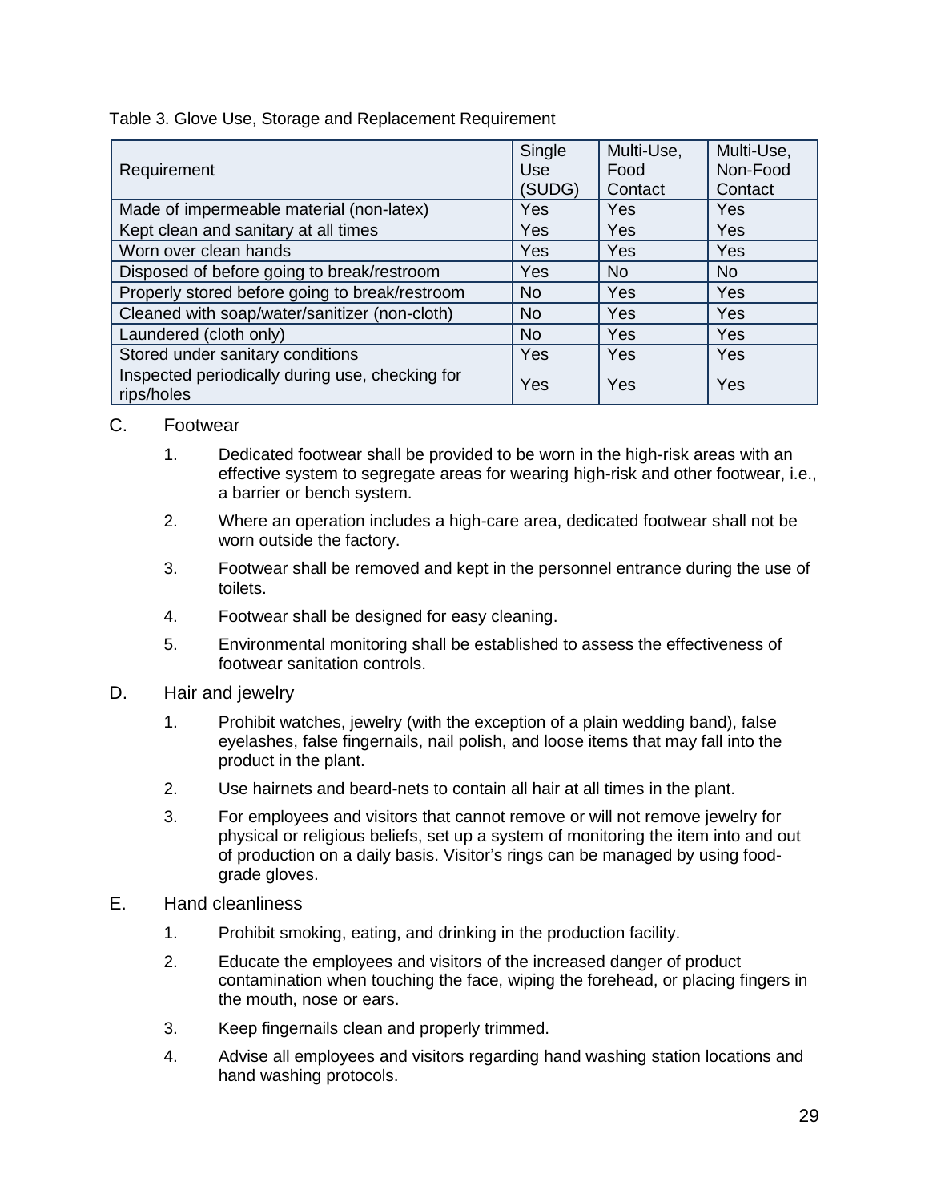Table 3. Glove Use, Storage and Replacement Requirement

| Requirement | Single Use (SUDG) | Multi-Use, Food Contact | Multi-Use, Non-Food Contact |
|---|---|---|---|
| Made of impermeable material (non-latex) | Yes | Yes | Yes |
| Kept clean and sanitary at all times | Yes | Yes | Yes |
| Worn over clean hands | Yes | Yes | Yes |
| Disposed of before going to break/restroom | Yes | No | No |
| Properly stored before going to break/restroom | No | Yes | Yes |
| Cleaned with soap/water/sanitizer (non-cloth) | No | Yes | Yes |
| Laundered (cloth only) | No | Yes | Yes |
| Stored under sanitary conditions | Yes | Yes | Yes |
| Inspected periodically during use, checking for rips/holes | Yes | Yes | Yes |

C. Footwear

1. Dedicated footwear shall be provided to be worn in the high-risk areas with an effective system to segregate areas for wearing high-risk and other footwear, i.e., a barrier or bench system.
2. Where an operation includes a high-care area, dedicated footwear shall not be worn outside the factory.
3. Footwear shall be removed and kept in the personnel entrance during the use of toilets.
4. Footwear shall be designed for easy cleaning.
5. Environmental monitoring shall be established to assess the effectiveness of footwear sanitation controls.

D. Hair and jewelry

1. Prohibit watches, jewelry (with the exception of a plain wedding band), false eyelashes, false fingernails, nail polish, and loose items that may fall into the product in the plant.
2. Use hairnets and beard-nets to contain all hair at all times in the plant.
3. For employees and visitors that cannot remove or will not remove jewelry for physical or religious beliefs, set up a system of monitoring the item into and out of production on a daily basis. Visitor's rings can be managed by using food-grade gloves.

E. Hand cleanliness

1. Prohibit smoking, eating, and drinking in the production facility.
2. Educate the employees and visitors of the increased danger of product contamination when touching the face, wiping the forehead, or placing fingers in the mouth, nose or ears.
3. Keep fingernails clean and properly trimmed.
4. Advise all employees and visitors regarding hand washing station locations and hand washing protocols.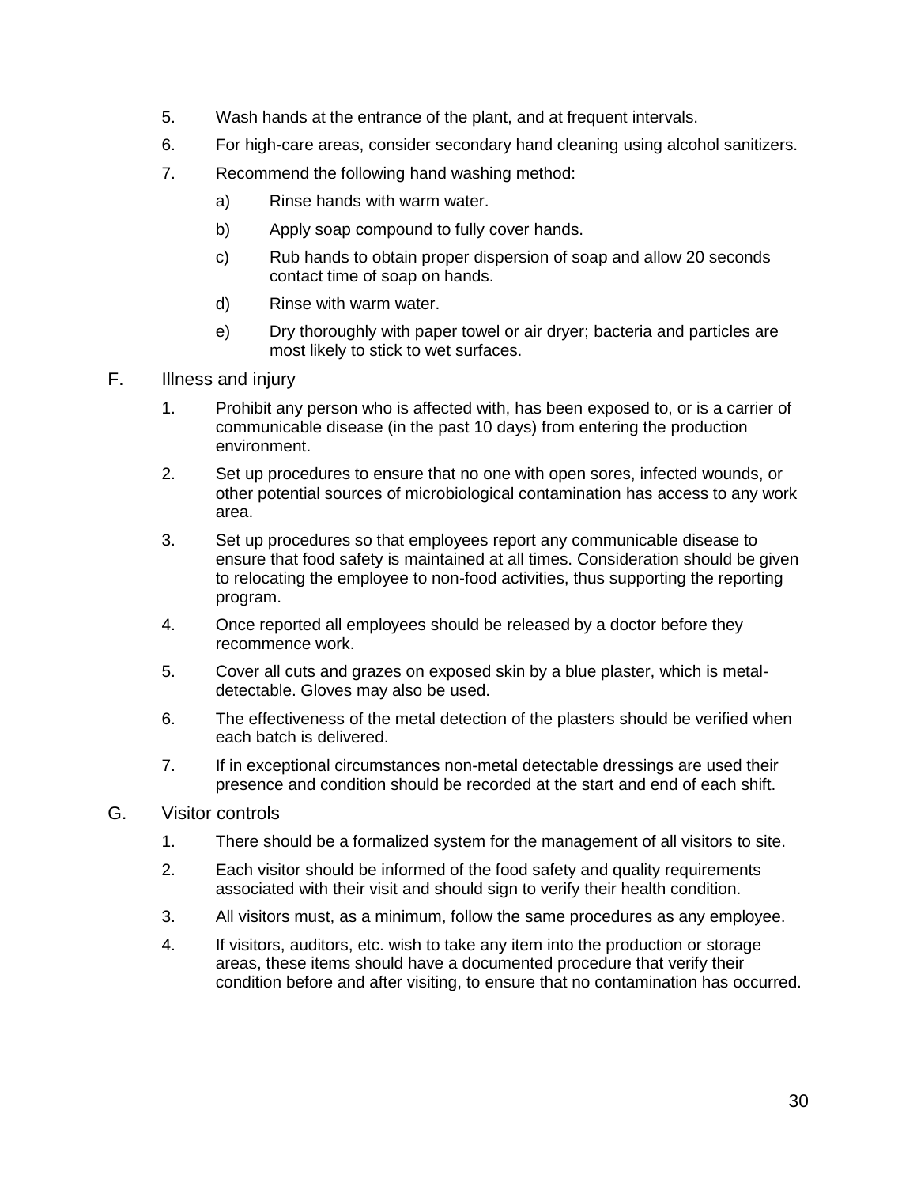5. Wash hands at the entrance of the plant, and at frequent intervals.
6. For high-care areas, consider secondary hand cleaning using alcohol sanitizers.
7. Recommend the following hand washing method:
   a) Rinse hands with warm water.
   b) Apply soap compound to fully cover hands.
   c) Rub hands to obtain proper dispersion of soap and allow 20 seconds contact time of soap on hands.
   d) Rinse with warm water.
   e) Dry thoroughly with paper towel or air dryer; bacteria and particles are most likely to stick to wet surfaces.

F. Illness and injury

1. Prohibit any person who is affected with, has been exposed to, or is a carrier of communicable disease (in the past 10 days) from entering the production environment.
2. Set up procedures to ensure that no one with open sores, infected wounds, or other potential sources of microbiological contamination has access to any work area.
3. Set up procedures so that employees report any communicable disease to ensure that food safety is maintained at all times. Consideration should be given to relocating the employee to non-food activities, thus supporting the reporting program.
4. Once reported all employees should be released by a doctor before they recommence work.
5. Cover all cuts and grazes on exposed skin by a blue plaster, which is metal-detectable. Gloves may also be used.
6. The effectiveness of the metal detection of the plasters should be verified when each batch is delivered.
7. If in exceptional circumstances non-metal detectable dressings are used their presence and condition should be recorded at the start and end of each shift.

G. Visitor controls

1. There should be a formalized system for the management of all visitors to site.
2. Each visitor should be informed of the food safety and quality requirements associated with their visit and should sign to verify their health condition.
3. All visitors must, as a minimum, follow the same procedures as any employee.
4. If visitors, auditors, etc. wish to take any item into the production or storage areas, these items should have a documented procedure that verify their condition before and after visiting, to ensure that no contamination has occurred.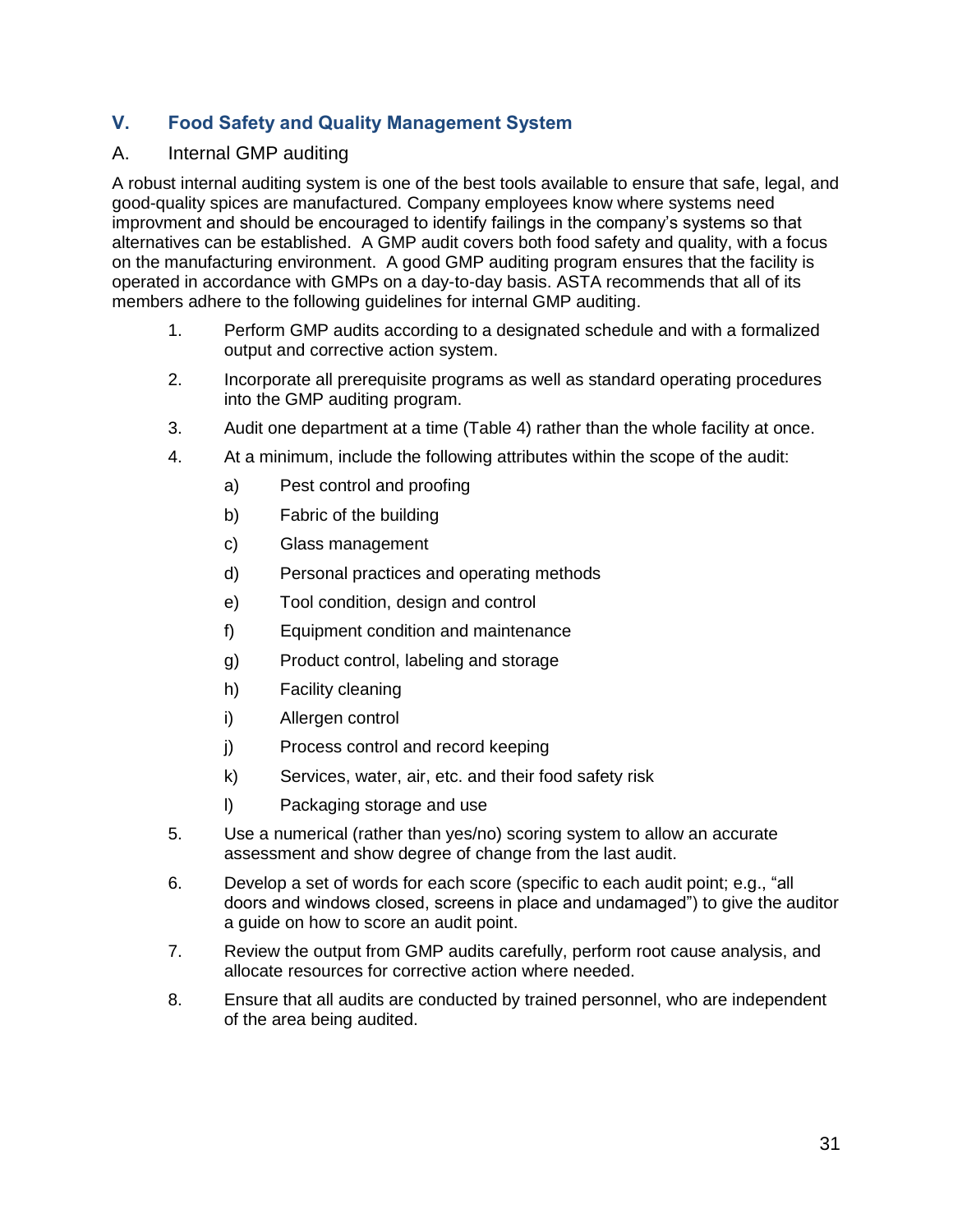## V. Food Safety and Quality Management System

### A. Internal GMP auditing

A robust internal auditing system is one of the best tools available to ensure that safe, legal, and good-quality spices are manufactured. Company employees know where systems need improvment and should be encouraged to identify failings in the company's systems so that alternatives can be established. A GMP audit covers both food safety and quality, with a focus on the manufacturing environment. A good GMP auditing program ensures that the facility is operated in accordance with GMPs on a day-to-day basis. ASTA recommends that all of its members adhere to the following guidelines for internal GMP auditing.

1. Perform GMP audits according to a designated schedule and with a formalized output and corrective action system.
2. Incorporate all prerequisite programs as well as standard operating procedures into the GMP auditing program.
3. Audit one department at a time (Table 4) rather than the whole facility at once.
4. At a minimum, include the following attributes within the scope of the audit:
   a) Pest control and proofing
   b) Fabric of the building
   c) Glass management
   d) Personal practices and operating methods
   e) Tool condition, design and control
   f) Equipment condition and maintenance
   g) Product control, labeling and storage
   h) Facility cleaning
   i) Allergen control
   j) Process control and record keeping
   k) Services, water, air, etc. and their food safety risk
   l) Packaging storage and use
5. Use a numerical (rather than yes/no) scoring system to allow an accurate assessment and show degree of change from the last audit.
6. Develop a set of words for each score (specific to each audit point; e.g., "all doors and windows closed, screens in place and undamaged") to give the auditor a guide on how to score an audit point.
7. Review the output from GMP audits carefully, perform root cause analysis, and allocate resources for corrective action where needed.
8. Ensure that all audits are conducted by trained personnel, who are independent of the area being audited.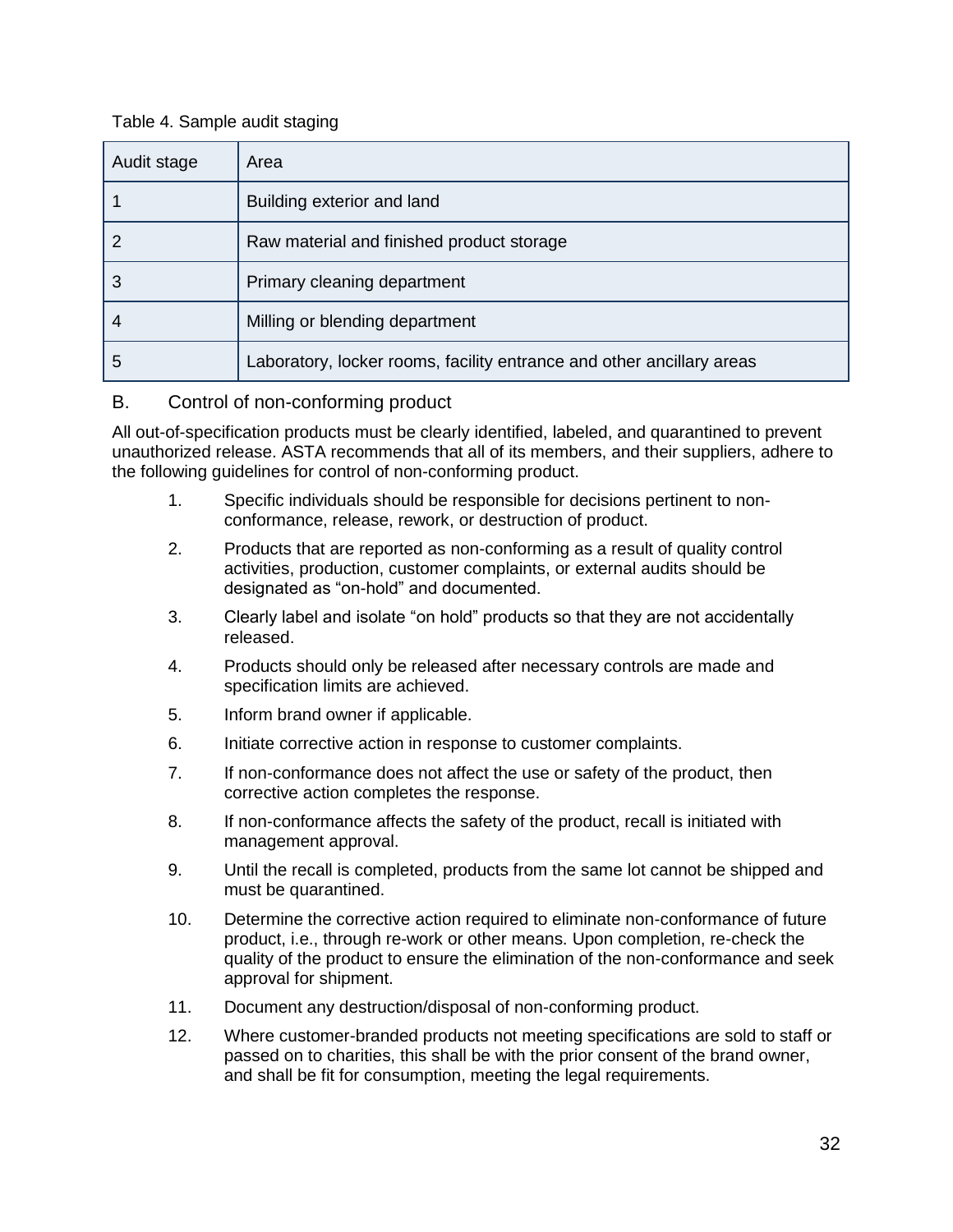Table 4. Sample audit staging

| Audit stage | Area |
|---|---|
| 1 | Building exterior and land |
| 2 | Raw material and finished product storage |
| 3 | Primary cleaning department |
| 4 | Milling or blending department |
| 5 | Laboratory, locker rooms, facility entrance and other ancillary areas |

### B. Control of non-conforming product

All out-of-specification products must be clearly identified, labeled, and quarantined to prevent unauthorized release. ASTA recommends that all of its members, and their suppliers, adhere to the following guidelines for control of non-conforming product.

1. Specific individuals should be responsible for decisions pertinent to non-conformance, release, rework, or destruction of product.
2. Products that are reported as non-conforming as a result of quality control activities, production, customer complaints, or external audits should be designated as "on-hold" and documented.
3. Clearly label and isolate "on hold" products so that they are not accidentally released.
4. Products should only be released after necessary controls are made and specification limits are achieved.
5. Inform brand owner if applicable.
6. Initiate corrective action in response to customer complaints.
7. If non-conformance does not affect the use or safety of the product, then corrective action completes the response.
8. If non-conformance affects the safety of the product, recall is initiated with management approval.
9. Until the recall is completed, products from the same lot cannot be shipped and must be quarantined.
10. Determine the corrective action required to eliminate non-conformance of future product, i.e., through re-work or other means. Upon completion, re-check the quality of the product to ensure the elimination of the non-conformance and seek approval for shipment.
11. Document any destruction/disposal of non-conforming product.
12. Where customer-branded products not meeting specifications are sold to staff or passed on to charities, this shall be with the prior consent of the brand owner, and shall be fit for consumption, meeting the legal requirements.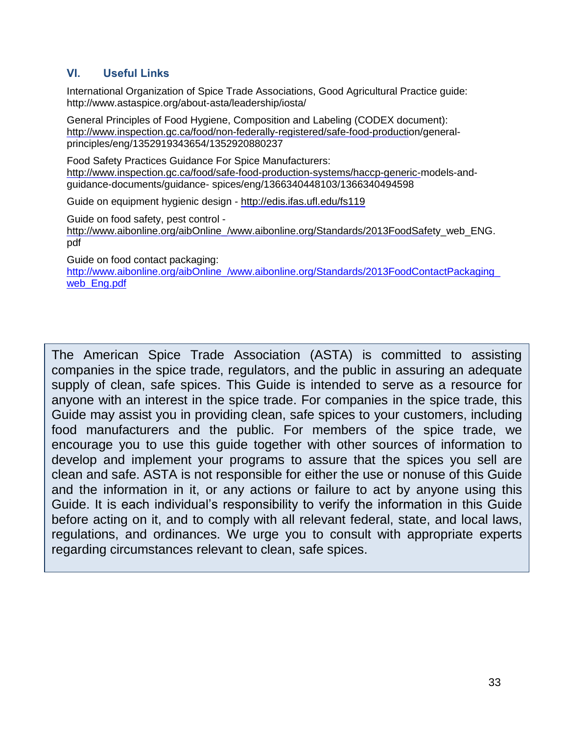## VI. Useful Links

International Organization of Spice Trade Associations, Good Agricultural Practice guide: http://www.astaspice.org/about-asta/leadership/iosta/

General Principles of Food Hygiene, Composition and Labeling (CODEX document): http://www.inspection.gc.ca/food/non-federally-registered/safe-food-production/general-principles/eng/1352919343654/1352920880237

Food Safety Practices Guidance For Spice Manufacturers: http://www.inspection.gc.ca/food/safe-food-production-systems/haccp-generic-models-and-guidance-documents/guidance- spices/eng/1366340448103/1366340494598

Guide on equipment hygienic design - http://edis.ifas.ufl.edu/fs119

Guide on food safety, pest control - http://www.aibonline.org/aibOnline_/www.aibonline.org/Standards/2013FoodSafety_web_ENG.pdf

Guide on food contact packaging: http://www.aibonline.org/aibOnline_/www.aibonline.org/Standards/2013FoodContactPackaging_web_Eng.pdf

The American Spice Trade Association (ASTA) is committed to assisting companies in the spice trade, regulators, and the public in assuring an adequate supply of clean, safe spices. This Guide is intended to serve as a resource for anyone with an interest in the spice trade. For companies in the spice trade, this Guide may assist you in providing clean, safe spices to your customers, including food manufacturers and the public. For members of the spice trade, we encourage you to use this guide together with other sources of information to develop and implement your programs to assure that the spices you sell are clean and safe. ASTA is not responsible for either the use or nonuse of this Guide and the information in it, or any actions or failure to act by anyone using this Guide. It is each individual's responsibility to verify the information in this Guide before acting on it, and to comply with all relevant federal, state, and local laws, regulations, and ordinances. We urge you to consult with appropriate experts regarding circumstances relevant to clean, safe spices.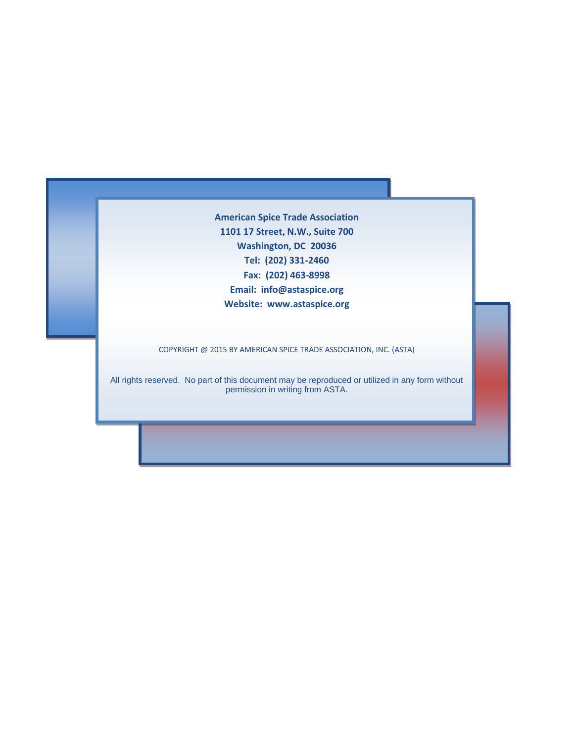**American Spice Trade Association**
**1101 17 Street, N.W., Suite 700**
**Washington, DC 20036**
**Tel: (202) 331-2460**
**Fax: (202) 463-8998**
**Email: info@astaspice.org**
**Website: www.astaspice.org**

COPYRIGHT @ 2015 BY AMERICAN SPICE TRADE ASSOCIATION, INC. (ASTA)

All rights reserved. No part of this document may be reproduced or utilized in any form without permission in writing from ASTA.